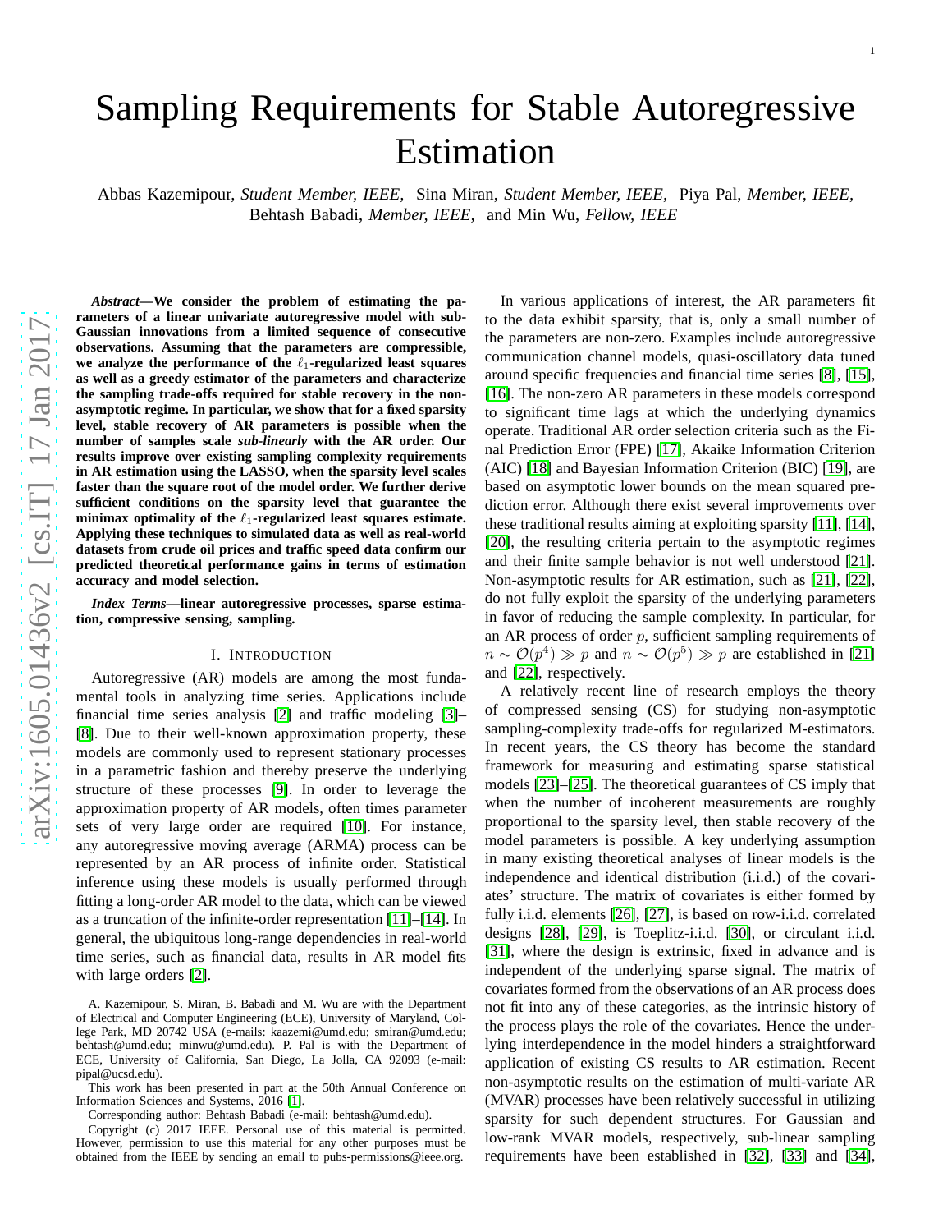# Sampling Requirements for Stable Autoregressive Estimation

Abbas Kazemipour, *Student Member, IEEE,* Sina Miran, *Student Member, IEEE,* Piya Pal, *Member, IEEE,* Behtash Babadi, *Member, IEEE,* and Min Wu, *Fellow, IEEE*

***Abstract*—We consider the problem of estimating the parameters of a linear univariate autoregressive model with sub-Gaussian innovations from a limited sequence of consecutive observations. Assuming that the parameters are compressible, we analyze the performance of the $\ell_1$-regularized least squares as well as a greedy estimator of the parameters and characterize the sampling trade-offs required for stable recovery in the non-asymptotic regime. In particular, we show that for a fixed sparsity level, stable recovery of AR parameters is possible when the number of samples scale *sub-linearly* with the AR order. Our results improve over existing sampling complexity requirements in AR estimation using the LASSO, when the sparsity level scales faster than the square root of the model order. We further derive sufficient conditions on the sparsity level that guarantee the minimax optimality of the $\ell_1$-regularized least squares estimate. Applying these techniques to simulated data as well as real-world datasets from crude oil prices and traffic speed data confirm our predicted theoretical performance gains in terms of estimation accuracy and model selection.**

***Index Terms*—linear autoregressive processes, sparse estimation, compressive sensing, sampling.**

## I. Introduction

Autoregressive (AR) models are among the most fundamental tools in analyzing time series. Applications include financial time series analysis [2] and traffic modeling [3]–[8]. Due to their well-known approximation property, these models are commonly used to represent stationary processes in a parametric fashion and thereby preserve the underlying structure of these processes [9]. In order to leverage the approximation property of AR models, often times parameter sets of very large order are required [10]. For instance, any autoregressive moving average (ARMA) process can be represented by an AR process of infinite order. Statistical inference using these models is usually performed through fitting a long-order AR model to the data, which can be viewed as a truncation of the infinite-order representation [11]–[14]. In general, the ubiquitous long-range dependencies in real-world time series, such as financial data, results in AR model fits with large orders [2].

In various applications of interest, the AR parameters fit to the data exhibit sparsity, that is, only a small number of the parameters are non-zero. Examples include autoregressive communication channel models, quasi-oscillatory data tuned around specific frequencies and financial time series [8], [15], [16]. The non-zero AR parameters in these models correspond to significant time lags at which the underlying dynamics operate. Traditional AR order selection criteria such as the Final Prediction Error (FPE) [17], Akaike Information Criterion (AIC) [18] and Bayesian Information Criterion (BIC) [19], are based on asymptotic lower bounds on the mean squared prediction error. Although there exist several improvements over these traditional results aiming at exploiting sparsity [11], [14], [20], the resulting criteria pertain to the asymptotic regimes and their finite sample behavior is not well understood [21]. Non-asymptotic results for AR estimation, such as [21], [22], do not fully exploit the sparsity of the underlying parameters in favor of reducing the sample complexity. In particular, for an AR process of order $p$, sufficient sampling requirements of $n \sim \mathcal{O}(p^4) \gg p$ and $n \sim \mathcal{O}(p^5) \gg p$ are established in [21] and [22], respectively.

A relatively recent line of research employs the theory of compressed sensing (CS) for studying non-asymptotic sampling-complexity trade-offs for regularized M-estimators. In recent years, the CS theory has become the standard framework for measuring and estimating sparse statistical models [23]–[25]. The theoretical guarantees of CS imply that when the number of incoherent measurements are roughly proportional to the sparsity level, then stable recovery of the model parameters is possible. A key underlying assumption in many existing theoretical analyses of linear models is the independence and identical distribution (i.i.d.) of the covariates' structure. The matrix of covariates is either formed by fully i.i.d. elements [26], [27], is based on row-i.i.d. correlated designs [28], [29], is Toeplitz-i.i.d. [30], or circulant i.i.d. [31], where the design is extrinsic, fixed in advance and is independent of the underlying sparse signal. The matrix of covariates formed from the observations of an AR process does not fit into any of these categories, as the intrinsic history of the process plays the role of the covariates. Hence the underlying interdependence in the model hinders a straightforward application of existing CS results to AR estimation. Recent non-asymptotic results on the estimation of multi-variate AR (MVAR) processes have been relatively successful in utilizing sparsity for such dependent structures. For Gaussian and low-rank MVAR models, respectively, sub-linear sampling requirements have been established in [32], [33] and [34],

A. Kazemipour, S. Miran, B. Babadi and M. Wu are with the Department of Electrical and Computer Engineering (ECE), University of Maryland, College Park, MD 20742 USA (e-mails: kaazemi@umd.edu; smiran@umd.edu; behtash@umd.edu; minwu@umd.edu). P. Pal is with the Department of ECE, University of California, San Diego, La Jolla, CA 92093 (e-mail: pipal@ucsd.edu).

This work has been presented in part at the 50th Annual Conference on Information Sciences and Systems, 2016 [1].

Corresponding author: Behtash Babadi (e-mail: behtash@umd.edu).

Copyright (c) 2017 IEEE. Personal use of this material is permitted. However, permission to use this material for any other purposes must be obtained from the IEEE by sending an email to pubs-permissions@ieee.org.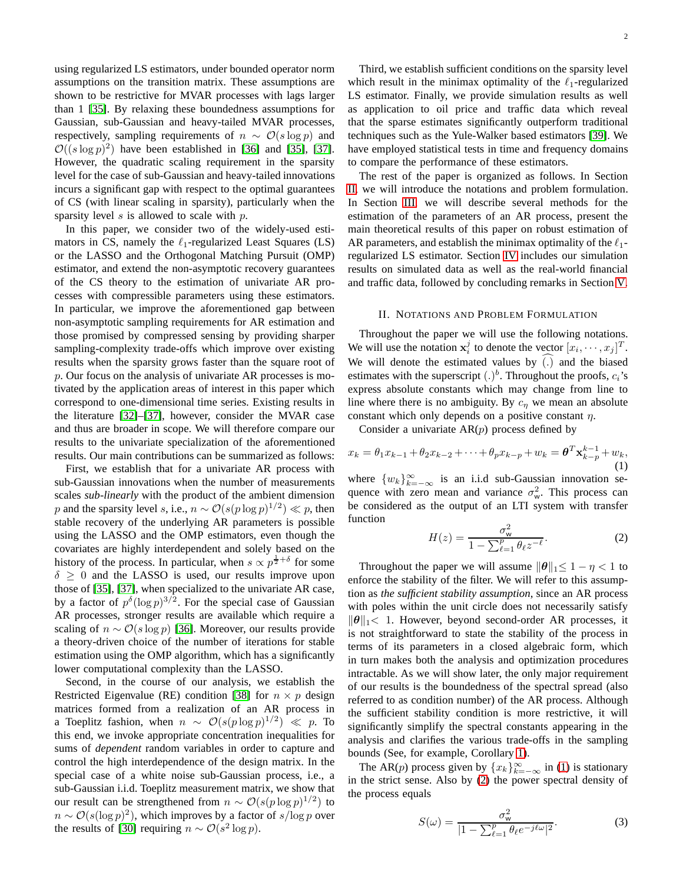using regularized LS estimators, under bounded operator norm assumptions on the transition matrix. These assumptions are shown to be restrictive for MVAR processes with lags larger than 1 [35]. By relaxing these boundedness assumptions for Gaussian, sub-Gaussian and heavy-tailed MVAR processes, respectively, sampling requirements of $n \sim \mathcal{O}(s \log p)$ and $\mathcal{O}((s \log p)^2)$ have been established in [36] and [35], [37]. However, the quadratic scaling requirement in the sparsity level for the case of sub-Gaussian and heavy-tailed innovations incurs a significant gap with respect to the optimal guarantees of CS (with linear scaling in sparsity), particularly when the sparsity level $s$ is allowed to scale with $p$.

In this paper, we consider two of the widely-used estimators in CS, namely the $\ell_1$-regularized Least Squares (LS) or the LASSO and the Orthogonal Matching Pursuit (OMP) estimator, and extend the non-asymptotic recovery guarantees of the CS theory to the estimation of univariate AR processes with compressible parameters using these estimators. In particular, we improve the aforementioned gap between non-asymptotic sampling requirements for AR estimation and those promised by compressed sensing by providing sharper sampling-complexity trade-offs which improve over existing results when the sparsity grows faster than the square root of $p$. Our focus on the analysis of univariate AR processes is motivated by the application areas of interest in this paper which correspond to one-dimensional time series. Existing results in the literature [32]–[37], however, consider the MVAR case and thus are broader in scope. We will therefore compare our results to the univariate specialization of the aforementioned results. Our main contributions can be summarized as follows:

First, we establish that for a univariate AR process with sub-Gaussian innovations when the number of measurements scales *sub-linearly* with the product of the ambient dimension $p$ and the sparsity level $s$, i.e., $n \sim \mathcal{O}(s(p \log p)^{1/2}) \ll p$, then stable recovery of the underlying AR parameters is possible using the LASSO and the OMP estimators, even though the covariates are highly interdependent and solely based on the history of the process. In particular, when $s \propto p^{\frac{1}{2}+\delta}$ for some $\delta \geq 0$ and the LASSO is used, our results improve upon those of [35], [37], when specialized to the univariate AR case, by a factor of $p^{\delta}(\log p)^{3/2}$. For the special case of Gaussian AR processes, stronger results are available which require a scaling of $n \sim \mathcal{O}(s \log p)$ [36]. Moreover, our results provide a theory-driven choice of the number of iterations for stable estimation using the OMP algorithm, which has a significantly lower computational complexity than the LASSO.

Second, in the course of our analysis, we establish the Restricted Eigenvalue (RE) condition [38] for $n \times p$ design matrices formed from a realization of an AR process in a Toeplitz fashion, when $n \sim \mathcal{O}(s(p \log p)^{1/2}) \ll p$. To this end, we invoke appropriate concentration inequalities for sums of *dependent* random variables in order to capture and control the high interdependence of the design matrix. In the special case of a white noise sub-Gaussian process, i.e., a sub-Gaussian i.i.d. Toeplitz measurement matrix, we show that our result can be strengthened from $n \sim \mathcal{O}(s(p \log p)^{1/2})$ to $n \sim \mathcal{O}(s(\log p)^2)$, which improves by a factor of $s/\log p$ over the results of [30] requiring $n \sim \mathcal{O}(s^2 \log p)$.

Third, we establish sufficient conditions on the sparsity level which result in the minimax optimality of the $\ell_1$-regularized LS estimator. Finally, we provide simulation results as well as application to oil price and traffic data which reveal that the sparse estimates significantly outperform traditional techniques such as the Yule-Walker based estimators [39]. We have employed statistical tests in time and frequency domains to compare the performance of these estimators.

The rest of the paper is organized as follows. In Section II, we will introduce the notations and problem formulation. In Section III, we will describe several methods for the estimation of the parameters of an AR process, present the main theoretical results of this paper on robust estimation of AR parameters, and establish the minimax optimality of the $\ell_1$-regularized LS estimator. Section IV includes our simulation results on simulated data as well as the real-world financial and traffic data, followed by concluding remarks in Section V.

## II. Notations and Problem Formulation

Throughout the paper we will use the following notations. We will use the notation $\mathbf{x}_i^j$ to denote the vector $[x_i, \cdots, x_j]^T$. We will denote the estimated values by $\widehat{(.)}$ and the biased estimates with the superscript $(.)^b$. Throughout the proofs, $c_i$'s express absolute constants which may change from line to line where there is no ambiguity. By $c_\eta$ we mean an absolute constant which only depends on a positive constant $\eta$.

Consider a univariate AR($p$) process defined by

$$x_k = \theta_1 x_{k-1} + \theta_2 x_{k-2} + \cdots + \theta_p x_{k-p} + w_k = \boldsymbol{\theta}^T \mathbf{x}_{k-p}^{k-1} + w_k, \tag{1}$$

where $\{w_k\}_{k=-\infty}^{\infty}$ is an i.i.d sub-Gaussian innovation sequence with zero mean and variance $\sigma_{\mathsf{w}}^2$. This process can be considered as the output of an LTI system with transfer function

$$H(z) = \frac{\sigma_{\mathsf{w}}^2}{1 - \sum_{\ell=1}^{p} \theta_\ell z^{-\ell}}. \tag{2}$$

Throughout the paper we will assume $\|\boldsymbol{\theta}\|_1 \leq 1 - \eta < 1$ to enforce the stability of the filter. We will refer to this assumption as *the sufficient stability assumption*, since an AR process with poles within the unit circle does not necessarily satisfy $\|\boldsymbol{\theta}\|_1 < 1$. However, beyond second-order AR processes, it is not straightforward to state the stability of the process in terms of its parameters in a closed algebraic form, which in turn makes both the analysis and optimization procedures intractable. As we will show later, the only major requirement of our results is the boundedness of the spectral spread (also referred to as condition number) of the AR process. Although the sufficient stability condition is more restrictive, it will significantly simplify the spectral constants appearing in the analysis and clarifies the various trade-offs in the sampling bounds (See, for example, Corollary 1).

The AR($p$) process given by $\{x_k\}_{k=-\infty}^{\infty}$ in (1) is stationary in the strict sense. Also by (2) the power spectral density of the process equals

$$S(\omega) = \frac{\sigma_{\mathsf{w}}^2}{|1 - \sum_{\ell=1}^{p} \theta_\ell e^{-j\ell\omega}|^2}. \tag{3}$$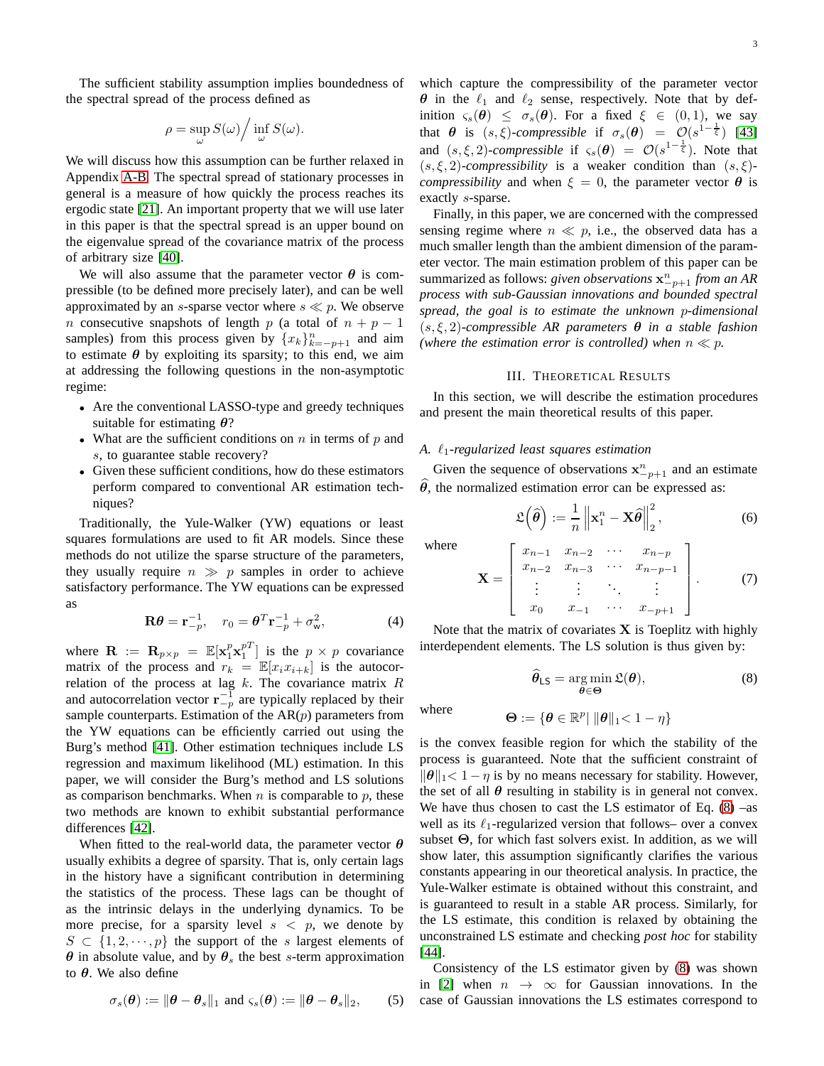The sufficient stability assumption implies boundedness of the spectral spread of the process defined as

$$\rho = \sup_{\omega} S(\omega) \Big/ \inf_{\omega} S(\omega).$$

We will discuss how this assumption can be further relaxed in Appendix A-B. The spectral spread of stationary processes in general is a measure of how quickly the process reaches its ergodic state [21]. An important property that we will use later in this paper is that the spectral spread is an upper bound on the eigenvalue spread of the covariance matrix of the process of arbitrary size [40].

We will also assume that the parameter vector $\boldsymbol{\theta}$ is compressible (to be defined more precisely later), and can be well approximated by an $s$-sparse vector where $s \ll p$. We observe $n$ consecutive snapshots of length $p$ (a total of $n + p - 1$ samples) from this process given by $\{x_k\}_{k=-p+1}^{n}$ and aim to estimate $\boldsymbol{\theta}$ by exploiting its sparsity; to this end, we aim at addressing the following questions in the non-asymptotic regime:

- Are the conventional LASSO-type and greedy techniques suitable for estimating $\boldsymbol{\theta}$?
- What are the sufficient conditions on $n$ in terms of $p$ and $s$, to guarantee stable recovery?
- Given these sufficient conditions, how do these estimators perform compared to conventional AR estimation techniques?

Traditionally, the Yule-Walker (YW) equations or least squares formulations are used to fit AR models. Since these methods do not utilize the sparse structure of the parameters, they usually require $n \gg p$ samples in order to achieve satisfactory performance. The YW equations can be expressed as

$$\mathbf{R}\boldsymbol{\theta} = \mathbf{r}_{-p}^{-1}, \quad r_0 = \boldsymbol{\theta}^T \mathbf{r}_{-p}^{-1} + \sigma_{\mathsf{w}}^2, \tag{4}$$

where $\mathbf{R} := \mathbf{R}_{p\times p} = \mathbb{E}[\mathbf{x}_1^p \mathbf{x}_1^{pT}]$ is the $p \times p$ covariance matrix of the process and $r_k = \mathbb{E}[x_i x_{i+k}]$ is the autocorrelation of the process at lag $k$. The covariance matrix $R$ and autocorrelation vector $\mathbf{r}_{-p}^{-1}$ are typically replaced by their sample counterparts. Estimation of the AR($p$) parameters from the YW equations can be efficiently carried out using the Burg's method [41]. Other estimation techniques include LS regression and maximum likelihood (ML) estimation. In this paper, we will consider the Burg's method and LS solutions as comparison benchmarks. When $n$ is comparable to $p$, these two methods are known to exhibit substantial performance differences [42].

When fitted to the real-world data, the parameter vector $\boldsymbol{\theta}$ usually exhibits a degree of sparsity. That is, only certain lags in the history have a significant contribution in determining the statistics of the process. These lags can be thought of as the intrinsic delays in the underlying dynamics. To be more precise, for a sparsity level $s < p$, we denote by $S \subset \{1, 2, \cdots, p\}$ the support of the $s$ largest elements of $\boldsymbol{\theta}$ in absolute value, and by $\boldsymbol{\theta}_s$ the best $s$-term approximation to $\boldsymbol{\theta}$. We also define

$$\sigma_s(\boldsymbol{\theta}) := \|\boldsymbol{\theta} - \boldsymbol{\theta}_s\|_1 \text{ and } \varsigma_s(\boldsymbol{\theta}) := \|\boldsymbol{\theta} - \boldsymbol{\theta}_s\|_2, \tag{5}$$

which capture the compressibility of the parameter vector $\boldsymbol{\theta}$ in the $\ell_1$ and $\ell_2$ sense, respectively. Note that by definition $\varsigma_s(\boldsymbol{\theta}) \leq \sigma_s(\boldsymbol{\theta})$. For a fixed $\xi \in (0, 1)$, we say that $\boldsymbol{\theta}$ is *$(s, \xi)$-compressible* if $\sigma_s(\boldsymbol{\theta}) = \mathcal{O}(s^{1-\frac{1}{\xi}})$ [43] and *$(s, \xi, 2)$-compressible* if $\varsigma_s(\boldsymbol{\theta}) = \mathcal{O}(s^{1-\frac{1}{\xi}})$. Note that *$(s, \xi, 2)$-compressibility* is a weaker condition than *$(s, \xi)$-compressibility* and when $\xi = 0$, the parameter vector $\boldsymbol{\theta}$ is exactly $s$-sparse.

Finally, in this paper, we are concerned with the compressed sensing regime where $n \ll p$, i.e., the observed data has a much smaller length than the ambient dimension of the parameter vector. The main estimation problem of this paper can be summarized as follows: *given observations $\mathbf{x}_{-p+1}^{n}$ from an AR process with sub-Gaussian innovations and bounded spectral spread, the goal is to estimate the unknown $p$-dimensional $(s, \xi, 2)$-compressible AR parameters $\boldsymbol{\theta}$ in a stable fashion (where the estimation error is controlled) when $n \ll p$.*

## III. Theoretical Results

In this section, we will describe the estimation procedures and present the main theoretical results of this paper.

### A. $\ell_1$-regularized least squares estimation

Given the sequence of observations $\mathbf{x}_{-p+1}^{n}$ and an estimate $\widehat{\boldsymbol{\theta}}$, the normalized estimation error can be expressed as:

$$\mathfrak{L}\left(\widehat{\boldsymbol{\theta}}\right) := \frac{1}{n} \left\| \mathbf{x}_1^n - \mathbf{X}\widehat{\boldsymbol{\theta}} \right\|_2^2, \tag{6}$$

where

$$\mathbf{X} = \begin{bmatrix} x_{n-1} & x_{n-2} & \cdots & x_{n-p} \\ x_{n-2} & x_{n-3} & \cdots & x_{n-p-1} \\ \vdots & \vdots & \ddots & \vdots \\ x_0 & x_{-1} & \cdots & x_{-p+1} \end{bmatrix}. \tag{7}$$

Note that the matrix of covariates $\mathbf{X}$ is Toeplitz with highly interdependent elements. The LS solution is thus given by:

$$\widehat{\boldsymbol{\theta}}_{\mathsf{LS}} = \underset{\boldsymbol{\theta} \in \boldsymbol{\Theta}}{\arg\min}\, \mathfrak{L}(\boldsymbol{\theta}), \tag{8}$$

where

$$\boldsymbol{\Theta} := \{\boldsymbol{\theta} \in \mathbb{R}^p \,|\, \|\boldsymbol{\theta}\|_1 < 1 - \eta\}$$

is the convex feasible region for which the stability of the process is guaranteed. Note that the sufficient constraint of $\|\boldsymbol{\theta}\|_1 < 1 - \eta$ is by no means necessary for stability. However, the set of all $\boldsymbol{\theta}$ resulting in stability is in general not convex. We have thus chosen to cast the LS estimator of Eq. (8) –as well as its $\ell_1$-regularized version that follows– over a convex subset $\boldsymbol{\Theta}$, for which fast solvers exist. In addition, as we will show later, this assumption significantly clarifies the various constants appearing in our theoretical analysis. In practice, the Yule-Walker estimate is obtained without this constraint, and is guaranteed to result in a stable AR process. Similarly, for the LS estimate, this condition is relaxed by obtaining the unconstrained LS estimate and checking *post hoc* for stability [44].

Consistency of the LS estimator given by (8) was shown in [2] when $n \to \infty$ for Gaussian innovations. In the case of Gaussian innovations the LS estimates correspond to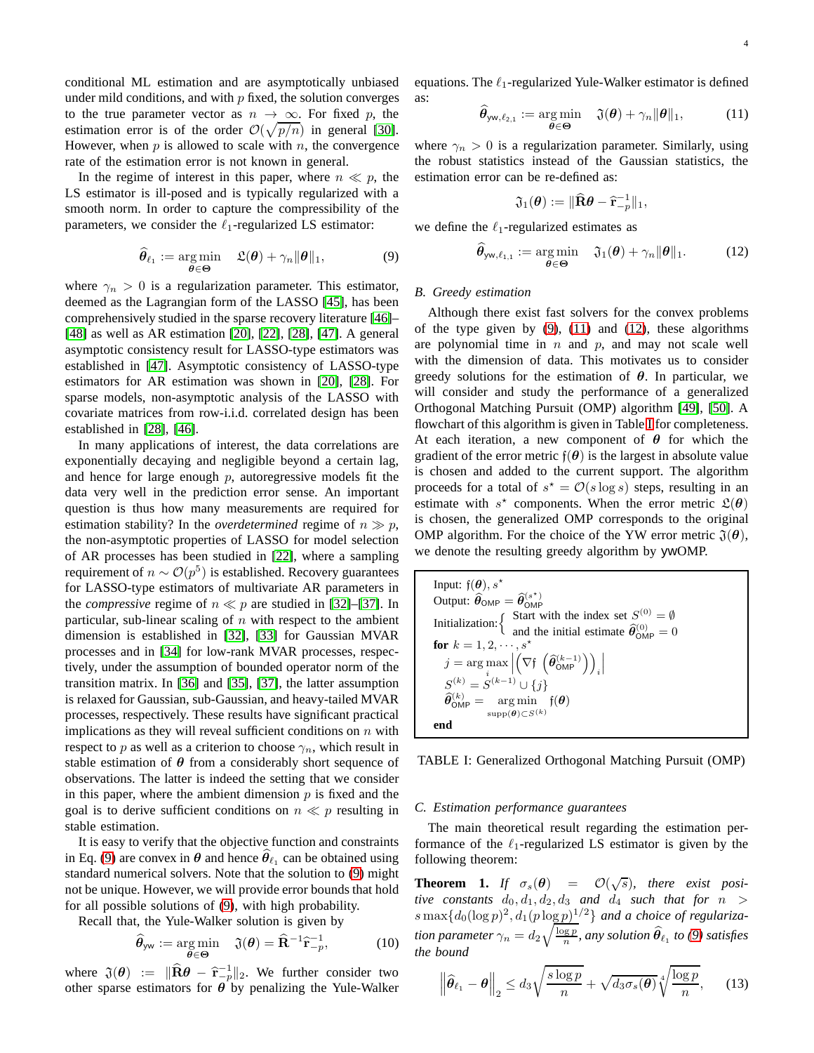conditional ML estimation and are asymptotically unbiased under mild conditions, and with $p$ fixed, the solution converges to the true parameter vector as $n \to \infty$. For fixed $p$, the estimation error is of the order $\mathcal{O}(\sqrt{p/n})$ in general [30]. However, when $p$ is allowed to scale with $n$, the convergence rate of the estimation error is not known in general.

In the regime of interest in this paper, where $n \ll p$, the LS estimator is ill-posed and is typically regularized with a smooth norm. In order to capture the compressibility of the parameters, we consider the $\ell_1$-regularized LS estimator:

$$\widehat{\boldsymbol{\theta}}_{\ell_1} := \underset{\boldsymbol{\theta} \in \boldsymbol{\Theta}}{\arg\min} \quad \mathfrak{L}(\boldsymbol{\theta}) + \gamma_n \|\boldsymbol{\theta}\|_1, \tag{9}$$

where $\gamma_n > 0$ is a regularization parameter. This estimator, deemed as the Lagrangian form of the LASSO [45], has been comprehensively studied in the sparse recovery literature [46]–[48] as well as AR estimation [20], [22], [28], [47]. A general asymptotic consistency result for LASSO-type estimators was established in [47]. Asymptotic consistency of LASSO-type estimators for AR estimation was shown in [20], [28]. For sparse models, non-asymptotic analysis of the LASSO with covariate matrices from row-i.i.d. correlated design has been established in [28], [46].

In many applications of interest, the data correlations are exponentially decaying and negligible beyond a certain lag, and hence for large enough $p$, autoregressive models fit the data very well in the prediction error sense. An important question is thus how many measurements are required for estimation stability? In the *overdetermined* regime of $n \gg p$, the non-asymptotic properties of LASSO for model selection of AR processes has been studied in [22], where a sampling requirement of $n \sim \mathcal{O}(p^5)$ is established. Recovery guarantees for LASSO-type estimators of multivariate AR parameters in the *compressive* regime of $n \ll p$ are studied in [32]–[37]. In particular, sub-linear scaling of $n$ with respect to the ambient dimension is established in [32], [33] for Gaussian MVAR processes and in [34] for low-rank MVAR processes, respectively, under the assumption of bounded operator norm of the transition matrix. In [36] and [35], [37], the latter assumption is relaxed for Gaussian, sub-Gaussian, and heavy-tailed MVAR processes, respectively. These results have significant practical implications as they will reveal sufficient conditions on $n$ with respect to $p$ as well as a criterion to choose $\gamma_n$, which result in stable estimation of $\boldsymbol{\theta}$ from a considerably short sequence of observations. The latter is indeed the setting that we consider in this paper, where the ambient dimension $p$ is fixed and the goal is to derive sufficient conditions on $n \ll p$ resulting in stable estimation.

It is easy to verify that the objective function and constraints in Eq. (9) are convex in $\boldsymbol{\theta}$ and hence $\widehat{\boldsymbol{\theta}}_{\ell_1}$ can be obtained using standard numerical solvers. Note that the solution to (9) might not be unique. However, we will provide error bounds that hold for all possible solutions of (9), with high probability.

Recall that, the Yule-Walker solution is given by

$$\widehat{\boldsymbol{\theta}}_{\mathsf{yw}} := \underset{\boldsymbol{\theta} \in \boldsymbol{\Theta}}{\arg\min} \quad \mathfrak{J}(\boldsymbol{\theta}) = \widehat{\mathbf{R}}^{-1}\widehat{\mathbf{r}}_{-p}^{-1}, \tag{10}$$

where $\mathfrak{J}(\boldsymbol{\theta}) := \|\widehat{\mathbf{R}}\boldsymbol{\theta} - \widehat{\mathbf{r}}_{-p}^{-1}\|_2$. We further consider two other sparse estimators for $\boldsymbol{\theta}$ by penalizing the Yule-Walker equations. The $\ell_1$-regularized Yule-Walker estimator is defined as:

$$\widehat{\boldsymbol{\theta}}_{\mathsf{yw},\ell_{2,1}} := \underset{\boldsymbol{\theta} \in \boldsymbol{\Theta}}{\arg\min} \quad \mathfrak{J}(\boldsymbol{\theta}) + \gamma_n \|\boldsymbol{\theta}\|_1, \tag{11}$$

where $\gamma_n > 0$ is a regularization parameter. Similarly, using the robust statistics instead of the Gaussian statistics, the estimation error can be re-defined as:

$$\mathfrak{J}_1(\boldsymbol{\theta}) := \|\widehat{\mathbf{R}}\boldsymbol{\theta} - \widehat{\mathbf{r}}_{-p}^{-1}\|_1,$$

we define the $\ell_1$-regularized estimates as

$$\widehat{\boldsymbol{\theta}}_{\mathsf{yw},\ell_{1,1}} := \underset{\boldsymbol{\theta} \in \boldsymbol{\Theta}}{\arg\min} \quad \mathfrak{J}_1(\boldsymbol{\theta}) + \gamma_n \|\boldsymbol{\theta}\|_1. \tag{12}$$

### B. Greedy estimation

Although there exist fast solvers for the convex problems of the type given by (9), (11) and (12), these algorithms are polynomial time in $n$ and $p$, and may not scale well with the dimension of data. This motivates us to consider greedy solutions for the estimation of $\boldsymbol{\theta}$. In particular, we will consider and study the performance of a generalized Orthogonal Matching Pursuit (OMP) algorithm [49], [50]. A flowchart of this algorithm is given in Table I for completeness. At each iteration, a new component of $\boldsymbol{\theta}$ for which the gradient of the error metric $\mathfrak{f}(\boldsymbol{\theta})$ is the largest in absolute value is chosen and added to the current support. The algorithm proceeds for a total of $s^\star = \mathcal{O}(s \log s)$ steps, resulting in an estimate with $s^\star$ components. When the error metric $\mathfrak{L}(\boldsymbol{\theta})$ is chosen, the generalized OMP corresponds to the original OMP algorithm. For the choice of the YW error metric $\mathfrak{J}(\boldsymbol{\theta})$, we denote the resulting greedy algorithm by ywOMP.

| |
|---|
| Input: $\mathfrak{f}(\boldsymbol{\theta}), s^\star$ |
| Output: $\widehat{\boldsymbol{\theta}}_{\mathsf{OMP}} = \widehat{\boldsymbol{\theta}}_{\mathsf{OMP}}^{(s^\star)}$ |
| Initialization: { Start with the index set $S^{(0)} = \emptyset$ and the initial estimate $\widehat{\boldsymbol{\theta}}_{\mathsf{OMP}}^{(0)} = 0$ |
| **for** $k = 1, 2, \cdots, s^\star$ |
| $\quad j = \arg\max_i \left| \left( \nabla \mathfrak{f} \left( \widehat{\boldsymbol{\theta}}_{\mathsf{OMP}}^{(k-1)} \right) \right)_i \right|$ |
| $\quad S^{(k)} = S^{(k-1)} \cup \{j\}$ |
| $\quad \widehat{\boldsymbol{\theta}}_{\mathsf{OMP}}^{(k)} = \underset{\mathrm{supp}(\boldsymbol{\theta}) \subset S^{(k)}}{\arg\min} \ \mathfrak{f}(\boldsymbol{\theta})$ |
| **end** |

TABLE I: Generalized Orthogonal Matching Pursuit (OMP)

### C. Estimation performance guarantees

The main theoretical result regarding the estimation performance of the $\ell_1$-regularized LS estimator is given by the following theorem:

**Theorem 1.** *If $\sigma_s(\boldsymbol{\theta}) = \mathcal{O}(\sqrt{s})$, there exist positive constants $d_0, d_1, d_2, d_3$ and $d_4$ such that for $n > s \max\{d_0(\log p)^2, d_1(p \log p)^{1/2}\}$ and a choice of regularization parameter $\gamma_n = d_2\sqrt{\frac{\log p}{n}}$, any solution $\widehat{\boldsymbol{\theta}}_{\ell_1}$ to (9) satisfies the bound*

$$\left\| \widehat{\boldsymbol{\theta}}_{\ell_1} - \boldsymbol{\theta} \right\|_2 \leq d_3 \sqrt{\frac{s \log p}{n}} + \sqrt{d_3 \sigma_s(\boldsymbol{\theta})} \sqrt[4]{\frac{\log p}{n}}, \tag{13}$$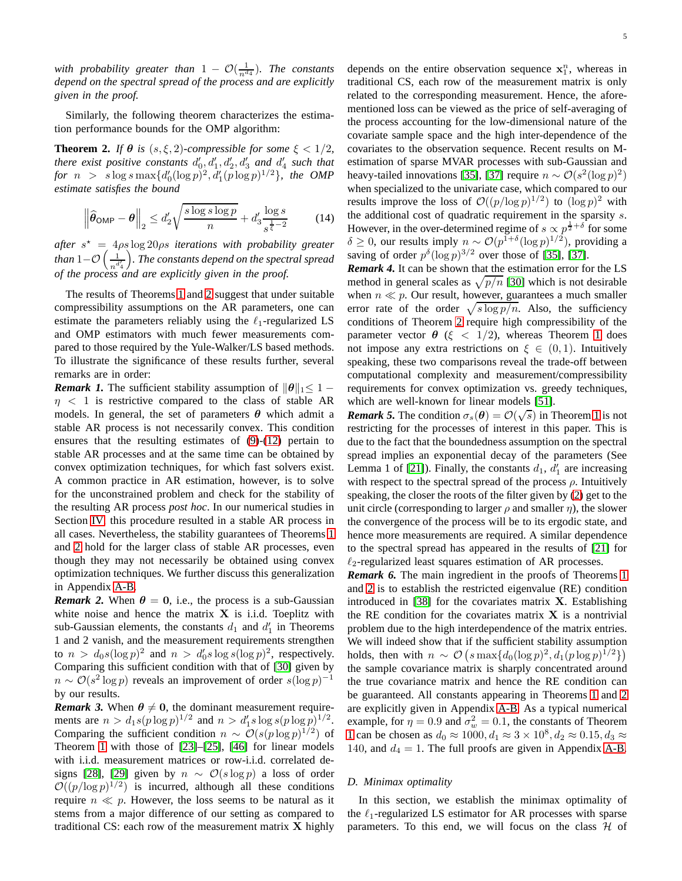*with probability greater than $1 - \mathcal{O}(\frac{1}{n^{d_4}})$. The constants depend on the spectral spread of the process and are explicitly given in the proof.*

Similarly, the following theorem characterizes the estimation performance bounds for the OMP algorithm:

**Theorem 2.** *If $\boldsymbol{\theta}$ is $(s, \xi, 2)$-compressible for some $\xi < 1/2$, there exist positive constants $d_0', d_1', d_2', d_3'$ and $d_4'$ such that for $n > s \log s \max\{d_0'(\log p)^2, d_1'(p \log p)^{1/2}\}$, the OMP estimate satisfies the bound*

$$\left\| \widehat{\boldsymbol{\theta}}_{\mathsf{OMP}} - \boldsymbol{\theta} \right\|_2 \leq d_2' \sqrt{\frac{s \log s \log p}{n}} + d_3' \frac{\log s}{s^{\frac{1}{\xi} - 2}} \tag{14}$$

*after $s^\star = 4\rho s \log 20\rho s$ iterations with probability greater than $1 - \mathcal{O}\left(\frac{1}{n^{d_4'}}\right)$. The constants depend on the spectral spread of the process and are explicitly given in the proof.*

The results of Theorems 1 and 2 suggest that under suitable compressibility assumptions on the AR parameters, one can estimate the parameters reliably using the $\ell_1$-regularized LS and OMP estimators with much fewer measurements compared to those required by the Yule-Walker/LS based methods. To illustrate the significance of these results further, several remarks are in order:

***Remark 1.*** The sufficient stability assumption of $\|\boldsymbol{\theta}\|_1 \leq 1 - \eta < 1$ is restrictive compared to the class of stable AR models. In general, the set of parameters $\boldsymbol{\theta}$ which admit a stable AR process is not necessarily convex. This condition ensures that the resulting estimates of (9)-(12) pertain to stable AR processes and at the same time can be obtained by convex optimization techniques, for which fast solvers exist. A common practice in AR estimation, however, is to solve for the unconstrained problem and check for the stability of the resulting AR process *post hoc*. In our numerical studies in Section IV, this procedure resulted in a stable AR process in all cases. Nevertheless, the stability guarantees of Theorems 1 and 2 hold for the larger class of stable AR processes, even though they may not necessarily be obtained using convex optimization techniques. We further discuss this generalization in Appendix A-B.

***Remark 2.*** When $\boldsymbol{\theta} = \mathbf{0}$, i.e., the process is a sub-Gaussian white noise and hence the matrix $\mathbf{X}$ is i.i.d. Toeplitz with sub-Gaussian elements, the constants $d_1$ and $d_1'$ in Theorems 1 and 2 vanish, and the measurement requirements strengthen to $n > d_0 s (\log p)^2$ and $n > d_0' s \log s (\log p)^2$, respectively. Comparing this sufficient condition with that of [30] given by $n \sim \mathcal{O}(s^2 \log p)$ reveals an improvement of order $s (\log p)^{-1}$ by our results.

***Remark 3.*** When $\boldsymbol{\theta} \neq \mathbf{0}$, the dominant measurement requirements are $n > d_1 s (p \log p)^{1/2}$ and $n > d_1' s \log s (p \log p)^{1/2}$. Comparing the sufficient condition $n \sim \mathcal{O}(s (p \log p)^{1/2})$ of Theorem 1 with those of [23]–[25], [46] for linear models with i.i.d. measurement matrices or row-i.i.d. correlated designs [28], [29] given by $n \sim \mathcal{O}(s \log p)$ a loss of order $\mathcal{O}((p/\log p)^{1/2})$ is incurred, although all these conditions require $n \ll p$. However, the loss seems to be natural as it stems from a major difference of our setting as compared to traditional CS: each row of the measurement matrix $\mathbf{X}$ highly depends on the entire observation sequence $\mathbf{x}_1^n$, whereas in traditional CS, each row of the measurement matrix is only related to the corresponding measurement. Hence, the aforementioned loss can be viewed as the price of self-averaging of the process accounting for the low-dimensional nature of the covariate sample space and the high inter-dependence of the covariates to the observation sequence. Recent results on M-estimation of sparse MVAR processes with sub-Gaussian and heavy-tailed innovations [35], [37] require $n \sim \mathcal{O}(s^2 (\log p)^2)$ when specialized to the univariate case, which compared to our results improve the loss of $\mathcal{O}((p/\log p)^{1/2})$ to $(\log p)^2$ with the additional cost of quadratic requirement in the sparsity $s$. However, in the over-determined regime of $s \propto p^{\frac{1}{2}+\delta}$ for some $\delta \geq 0$, our results imply $n \sim \mathcal{O}(p^{1+\delta} (\log p)^{1/2})$, providing a saving of order $p^\delta (\log p)^{3/2}$ over those of [35], [37].

***Remark 4.*** It can be shown that the estimation error for the LS method in general scales as $\sqrt{p/n}$ [30] which is not desirable when $n \ll p$. Our result, however, guarantees a much smaller error rate of the order $\sqrt{s \log p / n}$. Also, the sufficiency conditions of Theorem 2 require high compressibility of the parameter vector $\boldsymbol{\theta}$ ($\xi < 1/2$), whereas Theorem 1 does not impose any extra restrictions on $\xi \in (0, 1)$. Intuitively speaking, these two comparisons reveal the trade-off between computational complexity and measurement/compressibility requirements for convex optimization vs. greedy techniques, which are well-known for linear models [51].

***Remark 5.*** The condition $\sigma_s(\boldsymbol{\theta}) = \mathcal{O}(\sqrt{s})$ in Theorem 1 is not restricting for the processes of interest in this paper. This is due to the fact that the boundedness assumption on the spectral spread implies an exponential decay of the parameters (See Lemma 1 of [21]). Finally, the constants $d_1$, $d_1'$ are increasing with respect to the spectral spread of the process $\rho$. Intuitively speaking, the closer the roots of the filter given by (2) get to the unit circle (corresponding to larger $\rho$ and smaller $\eta$), the slower the convergence of the process will be to its ergodic state, and hence more measurements are required. A similar dependence to the spectral spread has appeared in the results of [21] for $\ell_2$-regularized least squares estimation of AR processes.

***Remark 6.*** The main ingredient in the proofs of Theorems 1 and 2 is to establish the restricted eigenvalue (RE) condition introduced in [38] for the covariates matrix $\mathbf{X}$. Establishing the RE condition for the covariates matrix $\mathbf{X}$ is a nontrivial problem due to the high interdependence of the matrix entries. We will indeed show that if the sufficient stability assumption holds, then with $n \sim \mathcal{O}\left(s \max\{d_0 (\log p)^2, d_1 (p \log p)^{1/2}\}\right)$ the sample covariance matrix is sharply concentrated around the true covariance matrix and hence the RE condition can be guaranteed. All constants appearing in Theorems 1 and 2 are explicitly given in Appendix A-B. As a typical numerical example, for $\eta = 0.9$ and $\sigma_w^2 = 0.1$, the constants of Theorem 1 can be chosen as $d_0 \approx 1000, d_1 \approx 3 \times 10^8, d_2 \approx 0.15, d_3 \approx 140$, and $d_4 = 1$. The full proofs are given in Appendix A-B.

### D. Minimax optimality

In this section, we establish the minimax optimality of the $\ell_1$-regularized LS estimator for AR processes with sparse parameters. To this end, we will focus on the class $\mathcal{H}$ of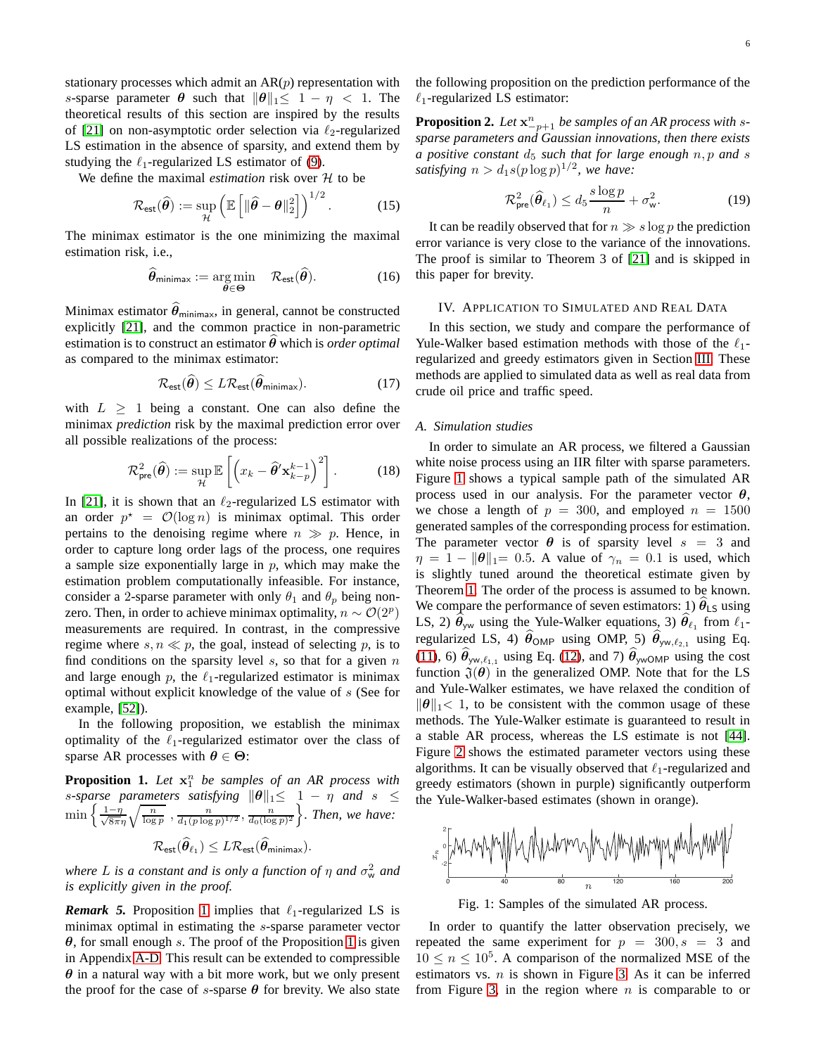stationary processes which admit an AR($p$) representation with $s$-sparse parameter $\boldsymbol{\theta}$ such that $\|\boldsymbol{\theta}\|_1 \leq 1 - \eta < 1$. The theoretical results of this section are inspired by the results of [21] on non-asymptotic order selection via $\ell_2$-regularized LS estimation in the absence of sparsity, and extend them by studying the $\ell_1$-regularized LS estimator of (9).

We define the maximal *estimation* risk over $\mathcal{H}$ to be

$$\mathcal{R}_{\mathsf{est}}(\widehat{\boldsymbol{\theta}}) := \sup_{\mathcal{H}} \left( \mathbb{E}\left[ \|\widehat{\boldsymbol{\theta}} - \boldsymbol{\theta}\|_2^2 \right] \right)^{1/2}. \tag{15}$$

The minimax estimator is the one minimizing the maximal estimation risk, i.e.,

$$\widehat{\boldsymbol{\theta}}_{\mathsf{minimax}} := \underset{\boldsymbol{\theta} \in \boldsymbol{\Theta}}{\arg\min} \quad \mathcal{R}_{\mathsf{est}}(\widehat{\boldsymbol{\theta}}). \tag{16}$$

Minimax estimator $\widehat{\boldsymbol{\theta}}_{\mathsf{minimax}}$, in general, cannot be constructed explicitly [21], and the common practice in non-parametric estimation is to construct an estimator $\widehat{\boldsymbol{\theta}}$ which is *order optimal* as compared to the minimax estimator:

$$\mathcal{R}_{\mathsf{est}}(\widehat{\boldsymbol{\theta}}) \leq L \mathcal{R}_{\mathsf{est}}(\widehat{\boldsymbol{\theta}}_{\mathsf{minimax}}). \tag{17}$$

with $L \geq 1$ being a constant. One can also define the minimax *prediction* risk by the maximal prediction error over all possible realizations of the process:

$$\mathcal{R}^2_{\mathsf{pre}}(\widehat{\boldsymbol{\theta}}) := \sup_{\mathcal{H}} \mathbb{E}\left[ \left( x_k - \widehat{\boldsymbol{\theta}}' \mathbf{x}_{k-p}^{k-1} \right)^2 \right]. \tag{18}$$

In [21], it is shown that an $\ell_2$-regularized LS estimator with an order $p^\star = \mathcal{O}(\log n)$ is minimax optimal. This order pertains to the denoising regime where $n \gg p$. Hence, in order to capture long order lags of the process, one requires a sample size exponentially large in $p$, which may make the estimation problem computationally infeasible. For instance, consider a 2-sparse parameter with only $\theta_1$ and $\theta_p$ being non-zero. Then, in order to achieve minimax optimality, $n \sim \mathcal{O}(2^p)$ measurements are required. In contrast, in the compressive regime where $s, n \ll p$, the goal, instead of selecting $p$, is to find conditions on the sparsity level $s$, so that for a given $n$ and large enough $p$, the $\ell_1$-regularized estimator is minimax optimal without explicit knowledge of the value of $s$ (See for example, [52]).

In the following proposition, we establish the minimax optimality of the $\ell_1$-regularized estimator over the class of sparse AR processes with $\boldsymbol{\theta} \in \boldsymbol{\Theta}$:

**Proposition 1.** *Let $\mathbf{x}_1^n$ be samples of an AR process with $s$-sparse parameters satisfying $\|\boldsymbol{\theta}\|_1 \leq 1 - \eta$ and $s \leq \min\left\{ \frac{1-\eta}{\sqrt{8\pi\eta}} \sqrt{\frac{n}{\log p}}, \frac{n}{d_1 (p \log p)^{1/2}}, \frac{n}{d_0 (\log p)^2} \right\}$. Then, we have:*

$$\mathcal{R}_{\mathsf{est}}(\widehat{\boldsymbol{\theta}}_{\ell_1}) \leq L \mathcal{R}_{\mathsf{est}}(\widehat{\boldsymbol{\theta}}_{\mathsf{minimax}}).$$

*where $L$ is a constant and is only a function of $\eta$ and $\sigma^2_{\mathsf{w}}$ and is explicitly given in the proof.*

***Remark 5.*** Proposition 1 implies that $\ell_1$-regularized LS is minimax optimal in estimating the $s$-sparse parameter vector $\boldsymbol{\theta}$, for small enough $s$. The proof of the Proposition 1 is given in Appendix A-D. This result can be extended to compressible $\boldsymbol{\theta}$ in a natural way with a bit more work, but we only present the proof for the case of $s$-sparse $\boldsymbol{\theta}$ for brevity. We also state the following proposition on the prediction performance of the $\ell_1$-regularized LS estimator:

**Proposition 2.** *Let $\mathbf{x}_{-p+1}^n$ be samples of an AR process with $s$-sparse parameters and Gaussian innovations, then there exists a positive constant $d_5$ such that for large enough $n, p$ and $s$ satisfying $n > d_1 s (p \log p)^{1/2}$, we have:*

$$\mathcal{R}^2_{\mathsf{pre}}(\widehat{\boldsymbol{\theta}}_{\ell_1}) \leq d_5 \frac{s \log p}{n} + \sigma^2_{\mathsf{w}}. \tag{19}$$

It can be readily observed that for $n \gg s \log p$ the prediction error variance is very close to the variance of the innovations. The proof is similar to Theorem 3 of [21] and is skipped in this paper for brevity.

## IV. Application to Simulated and Real Data

In this section, we study and compare the performance of Yule-Walker based estimation methods with those of the $\ell_1$-regularized and greedy estimators given in Section III. These methods are applied to simulated data as well as real data from crude oil price and traffic speed.

### A. Simulation studies

In order to simulate an AR process, we filtered a Gaussian white noise process using an IIR filter with sparse parameters. Figure 1 shows a typical sample path of the simulated AR process used in our analysis. For the parameter vector $\boldsymbol{\theta}$, we chose a length of $p = 300$, and employed $n = 1500$ generated samples of the corresponding process for estimation. The parameter vector $\boldsymbol{\theta}$ is of sparsity level $s = 3$ and $\eta = 1 - \|\boldsymbol{\theta}\|_1 = 0.5$. A value of $\gamma_n = 0.1$ is used, which is slightly tuned around the theoretical estimate given by Theorem 1. The order of the process is assumed to be known. We compare the performance of seven estimators: 1) $\widehat{\boldsymbol{\theta}}_{\mathsf{LS}}$ using LS, 2) $\widehat{\boldsymbol{\theta}}_{\mathsf{yw}}$ using the Yule-Walker equations, 3) $\widehat{\boldsymbol{\theta}}_{\ell_1}$ from $\ell_1$-regularized LS, 4) $\widehat{\boldsymbol{\theta}}_{\mathsf{OMP}}$ using OMP, 5) $\widehat{\boldsymbol{\theta}}_{\mathsf{yw},\ell_{2,1}}$ using Eq. (11), 6) $\widehat{\boldsymbol{\theta}}_{\mathsf{yw},\ell_{1,1}}$ using Eq. (12), and 7) $\widehat{\boldsymbol{\theta}}_{\mathsf{ywOMP}}$ using the cost function $\mathfrak{J}(\boldsymbol{\theta})$ in the generalized OMP. Note that for the LS and Yule-Walker estimates, we have relaxed the condition of $\|\boldsymbol{\theta}\|_1 < 1$, to be consistent with the common usage of these methods. The Yule-Walker estimate is guaranteed to result in a stable AR process, whereas the LS estimate is not [44]. Figure 2 shows the estimated parameter vectors using these algorithms. It can be visually observed that $\ell_1$-regularized and greedy estimators (shown in purple) significantly outperform the Yule-Walker-based estimates (shown in orange).

Fig. 1: Samples of the simulated AR process.

In order to quantify the latter observation precisely, we repeated the same experiment for $p = 300, s = 3$ and $10 \leq n \leq 10^5$. A comparison of the normalized MSE of the estimators vs. $n$ is shown in Figure 3. As it can be inferred from Figure 3, in the region where $n$ is comparable to or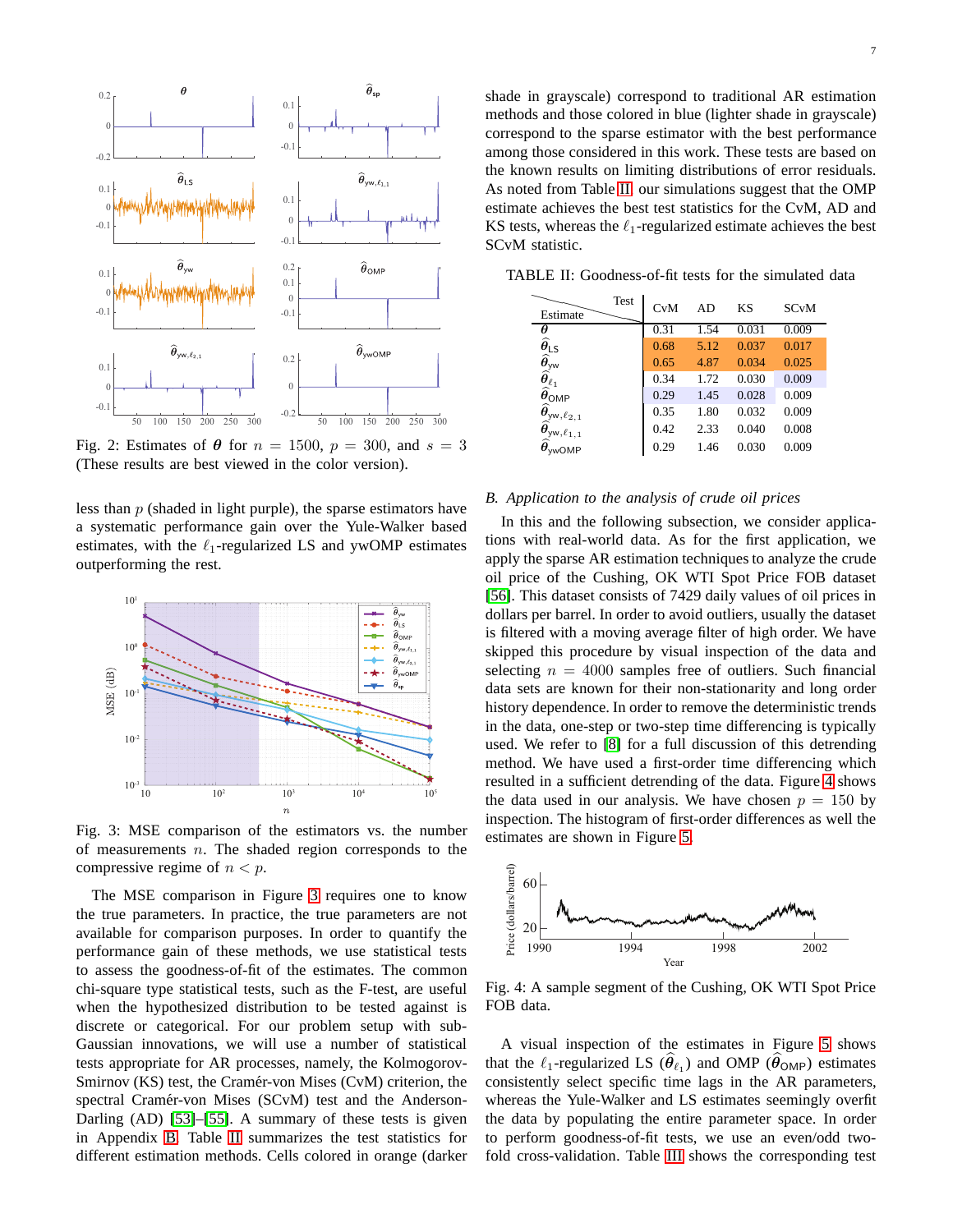Fig. 2: Estimates of $\boldsymbol{\theta}$ for $n = 1500$, $p = 300$, and $s = 3$ (These results are best viewed in the color version).

less than $p$ (shaded in light purple), the sparse estimators have a systematic performance gain over the Yule-Walker based estimates, with the $\ell_1$-regularized LS and ywOMP estimates outperforming the rest.

Fig. 3: MSE comparison of the estimators vs. the number of measurements $n$. The shaded region corresponds to the compressive regime of $n < p$.

The MSE comparison in Figure 3 requires one to know the true parameters. In practice, the true parameters are not available for comparison purposes. In order to quantify the performance gain of these methods, we use statistical tests to assess the goodness-of-fit of the estimates. The common chi-square type statistical tests, such as the F-test, are useful when the hypothesized distribution to be tested against is discrete or categorical. For our problem setup with sub-Gaussian innovations, we will use a number of statistical tests appropriate for AR processes, namely, the Kolmogorov-Smirnov (KS) test, the Cramér-von Mises (CvM) criterion, the spectral Cramér-von Mises (SCvM) test and the Anderson-Darling (AD) [53]–[55]. A summary of these tests is given in Appendix B. Table II summarizes the test statistics for different estimation methods. Cells colored in orange (darker shade in grayscale) correspond to traditional AR estimation methods and those colored in blue (lighter shade in grayscale) correspond to the sparse estimator with the best performance among those considered in this work. These tests are based on the known results on limiting distributions of error residuals. As noted from Table II, our simulations suggest that the OMP estimate achieves the best test statistics for the CvM, AD and KS tests, whereas the $\ell_1$-regularized estimate achieves the best SCvM statistic.

TABLE II: Goodness-of-fit tests for the simulated data

| Estimate \ Test | CvM | AD | KS | SCvM |
|---|---|---|---|---|
| $\boldsymbol{\theta}$ | 0.31 | 1.54 | 0.031 | 0.009 |
| $\widehat{\boldsymbol{\theta}}_{\text{LS}}$ | 0.68 | 5.12 | 0.037 | 0.017 |
| $\widehat{\boldsymbol{\theta}}_{\text{yw}}$ | 0.65 | 4.87 | 0.034 | 0.025 |
| $\widehat{\boldsymbol{\theta}}_{\ell_1}$ | 0.34 | 1.72 | 0.030 | 0.009 |
| $\widehat{\boldsymbol{\theta}}_{\text{OMP}}$ | 0.29 | 1.45 | 0.028 | 0.009 |
| $\widehat{\boldsymbol{\theta}}_{\text{yw},\ell_{2,1}}$ | 0.35 | 1.80 | 0.032 | 0.009 |
| $\widehat{\boldsymbol{\theta}}_{\text{yw},\ell_{1,1}}$ | 0.42 | 2.33 | 0.040 | 0.008 |
| $\widehat{\boldsymbol{\theta}}_{\text{ywOMP}}$ | 0.29 | 1.46 | 0.030 | 0.009 |

### B. Application to the analysis of crude oil prices

In this and the following subsection, we consider applications with real-world data. As for the first application, we apply the sparse AR estimation techniques to analyze the crude oil price of the Cushing, OK WTI Spot Price FOB dataset [56]. This dataset consists of 7429 daily values of oil prices in dollars per barrel. In order to avoid outliers, usually the dataset is filtered with a moving average filter of high order. We have skipped this procedure by visual inspection of the data and selecting $n = 4000$ samples free of outliers. Such financial data sets are known for their non-stationarity and long order history dependence. In order to remove the deterministic trends in the data, one-step or two-step time differencing is typically used. We refer to [8] for a full discussion of this detrending method. We have used a first-order time differencing which resulted in a sufficient detrending of the data. Figure 4 shows the data used in our analysis. We have chosen $p = 150$ by inspection. The histogram of first-order differences as well the estimates are shown in Figure 5.

Fig. 4: A sample segment of the Cushing, OK WTI Spot Price FOB data.

A visual inspection of the estimates in Figure 5 shows that the $\ell_1$-regularized LS ($\widehat{\boldsymbol{\theta}}_{\ell_1}$) and OMP ($\widehat{\boldsymbol{\theta}}_{\text{OMP}}$) estimates consistently select specific time lags in the AR parameters, whereas the Yule-Walker and LS estimates seemingly overfit the data by populating the entire parameter space. In order to perform goodness-of-fit tests, we use an even/odd two-fold cross-validation. Table III shows the corresponding test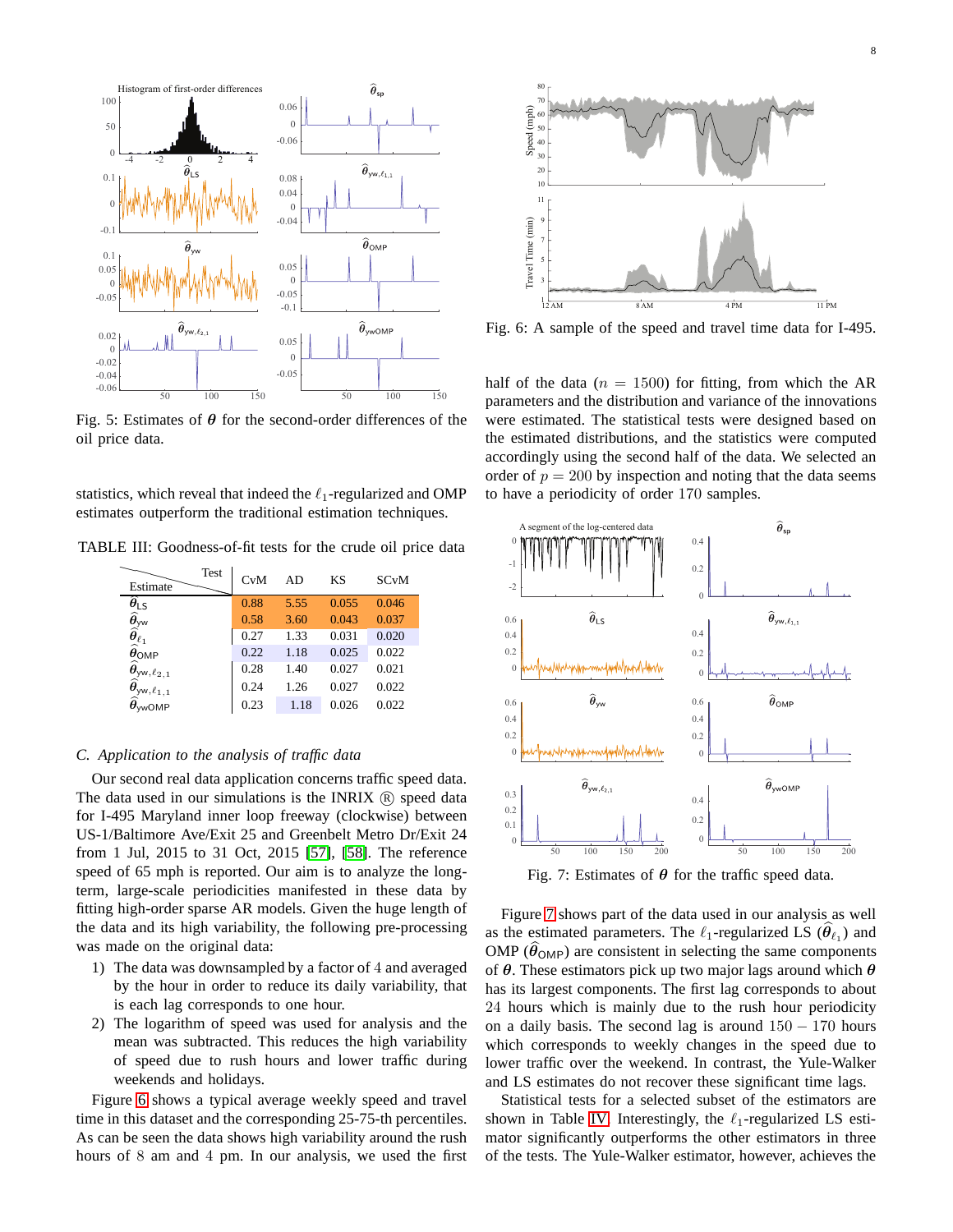Fig. 5: Estimates of $\boldsymbol{\theta}$ for the second-order differences of the oil price data.

statistics, which reveal that indeed the $\ell_1$-regularized and OMP estimates outperform the traditional estimation techniques.

TABLE III: Goodness-of-fit tests for the crude oil price data

| Estimate \ Test | CvM | AD | KS | SCvM |
|---|---|---|---|---|
| $\widehat{\boldsymbol{\theta}}_{\text{LS}}$ | 0.88 | 5.55 | 0.055 | 0.046 |
| $\widehat{\boldsymbol{\theta}}_{\text{yw}}$ | 0.58 | 3.60 | 0.043 | 0.037 |
| $\widehat{\boldsymbol{\theta}}_{\ell_1}$ | 0.27 | 1.33 | 0.031 | 0.020 |
| $\widehat{\boldsymbol{\theta}}_{\text{OMP}}$ | 0.22 | 1.18 | 0.025 | 0.022 |
| $\widehat{\boldsymbol{\theta}}_{\text{yw},\ell_{2,1}}$ | 0.28 | 1.40 | 0.027 | 0.021 |
| $\widehat{\boldsymbol{\theta}}_{\text{yw},\ell_{1,1}}$ | 0.24 | 1.26 | 0.027 | 0.022 |
| $\widehat{\boldsymbol{\theta}}_{\text{ywOMP}}$ | 0.23 | 1.18 | 0.026 | 0.022 |

### C. Application to the analysis of traffic data

Our second real data application concerns traffic speed data. The data used in our simulations is the INRIX ® speed data for I-495 Maryland inner loop freeway (clockwise) between US-1/Baltimore Ave/Exit 25 and Greenbelt Metro Dr/Exit 24 from 1 Jul, 2015 to 31 Oct, 2015 [57], [58]. The reference speed of 65 mph is reported. Our aim is to analyze the long-term, large-scale periodicities manifested in these data by fitting high-order sparse AR models. Given the huge length of the data and its high variability, the following pre-processing was made on the original data:

1) The data was downsampled by a factor of 4 and averaged by the hour in order to reduce its daily variability, that is each lag corresponds to one hour.
2) The logarithm of speed was used for analysis and the mean was subtracted. This reduces the high variability of speed due to rush hours and lower traffic during weekends and holidays.

Figure 6 shows a typical average weekly speed and travel time in this dataset and the corresponding 25-75-th percentiles. As can be seen the data shows high variability around the rush hours of 8 am and 4 pm. In our analysis, we used the first half of the data ($n = 1500$) for fitting, from which the AR parameters and the distribution and variance of the innovations were estimated. The statistical tests were designed based on the estimated distributions, and the statistics were computed accordingly using the second half of the data. We selected an order of $p = 200$ by inspection and noting that the data seems to have a periodicity of order 170 samples.

Fig. 6: A sample of the speed and travel time data for I-495.

Fig. 7: Estimates of $\boldsymbol{\theta}$ for the traffic speed data.

Figure 7 shows part of the data used in our analysis as well as the estimated parameters. The $\ell_1$-regularized LS ($\widehat{\boldsymbol{\theta}}_{\ell_1}$) and OMP ($\widehat{\boldsymbol{\theta}}_{\text{OMP}}$) are consistent in selecting the same components of $\boldsymbol{\theta}$. These estimators pick up two major lags around which $\boldsymbol{\theta}$ has its largest components. The first lag corresponds to about 24 hours which is mainly due to the rush hour periodicity on a daily basis. The second lag is around $150-170$ hours which corresponds to weekly changes in the speed due to lower traffic over the weekend. In contrast, the Yule-Walker and LS estimates do not recover these significant time lags.

Statistical tests for a selected subset of the estimators are shown in Table IV. Interestingly, the $\ell_1$-regularized LS estimator significantly outperforms the other estimators in three of the tests. The Yule-Walker estimator, however, achieves the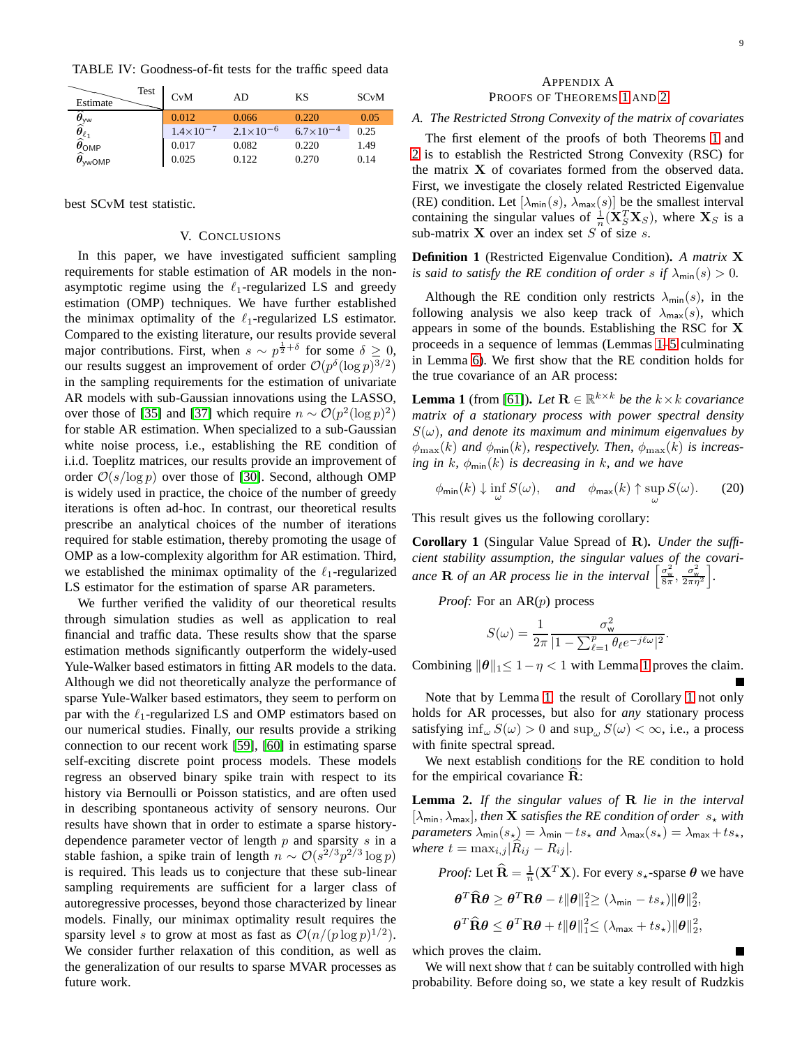TABLE IV: Goodness-of-fit tests for the traffic speed data

| Estimate \ Test | CvM | AD | KS | SCvM |
|---|---|---|---|---|
| $\widehat{\boldsymbol{\theta}}_{\text{yw}}$ | 0.012 | 0.066 | 0.220 | 0.05 |
| $\widehat{\boldsymbol{\theta}}_{\ell_1}$ | $1.4{\times}10^{-7}$ | $2.1{\times}10^{-6}$ | $6.7{\times}10^{-4}$ | 0.25 |
| $\widehat{\boldsymbol{\theta}}_{\text{OMP}}$ | 0.017 | 0.082 | 0.220 | 1.49 |
| $\widehat{\boldsymbol{\theta}}_{\text{ywOMP}}$ | 0.025 | 0.122 | 0.270 | 0.14 |

best SCvM test statistic.

## V. Conclusions

In this paper, we have investigated sufficient sampling requirements for stable estimation of AR models in the non-asymptotic regime using the $\ell_1$-regularized LS and greedy estimation (OMP) techniques. We have further established the minimax optimality of the $\ell_1$-regularized LS estimator. Compared to the existing literature, our results provide several major contributions. First, when $s \sim p^{\frac{1}{2}+\delta}$ for some $\delta \geq 0$, our results suggest an improvement of order $\mathcal{O}(p^{\delta}(\log p)^{3/2})$ in the sampling requirements for the estimation of univariate AR models with sub-Gaussian innovations using the LASSO, over those of [35] and [37] which require $n \sim \mathcal{O}(p^2(\log p)^2)$ for stable AR estimation. When specialized to a sub-Gaussian white noise process, i.e., establishing the RE condition of i.i.d. Toeplitz matrices, our results provide an improvement of order $\mathcal{O}(s/\log p)$ over those of [30]. Second, although OMP is widely used in practice, the choice of the number of greedy iterations is often ad-hoc. In contrast, our theoretical results prescribe an analytical choices of the number of iterations required for stable estimation, thereby promoting the usage of OMP as a low-complexity algorithm for AR estimation. Third, we established the minimax optimality of the $\ell_1$-regularized LS estimator for the estimation of sparse AR parameters.

We further verified the validity of our theoretical results through simulation studies as well as application to real financial and traffic data. These results show that the sparse estimation methods significantly outperform the widely-used Yule-Walker based estimators in fitting AR models to the data. Although we did not theoretically analyze the performance of sparse Yule-Walker based estimators, they seem to perform on par with the $\ell_1$-regularized LS and OMP estimators based on our numerical studies. Finally, our results provide a striking connection to our recent work [59], [60] in estimating sparse self-exciting discrete point process models. These models regress an observed binary spike train with respect to its history via Bernoulli or Poisson statistics, and are often used in describing spontaneous activity of sensory neurons. Our results have shown that in order to estimate a sparse history-dependence parameter vector of length $p$ and sparsity $s$ in a stable fashion, a spike train of length $n \sim \mathcal{O}(s^{2/3}p^{2/3}\log p)$ is required. This leads us to conjecture that these sub-linear sampling requirements are sufficient for a larger class of autoregressive processes, beyond those characterized by linear models. Finally, our minimax optimality result requires the sparsity level $s$ to grow at most as fast as $\mathcal{O}(n/(p\log p)^{1/2})$. We consider further relaxation of this condition, as well as the generalization of our results to sparse MVAR processes as future work.

## Appendix A
## Proofs of Theorems 1 and 2

### A. The Restricted Strong Convexity of the matrix of covariates

The first element of the proofs of both Theorems 1 and 2 is to establish the Restricted Strong Convexity (RSC) for the matrix $\mathbf{X}$ of covariates formed from the observed data. First, we investigate the closely related Restricted Eigenvalue (RE) condition. Let $[\lambda_{\mathsf{min}}(s),\, \lambda_{\mathsf{max}}(s)]$ be the smallest interval containing the singular values of $\frac{1}{n}(\mathbf{X}_S^T\mathbf{X}_S)$, where $\mathbf{X}_S$ is a sub-matrix $\mathbf{X}$ over an index set $S$ of size $s$.

**Definition 1** (Restricted Eigenvalue Condition)**.** *A matrix* $\mathbf{X}$ *is said to satisfy the RE condition of order* $s$ *if* $\lambda_{\mathsf{min}}(s) > 0$.

Although the RE condition only restricts $\lambda_{\mathsf{min}}(s)$, in the following analysis we also keep track of $\lambda_{\mathsf{max}}(s)$, which appears in some of the bounds. Establishing the RSC for $\mathbf{X}$ proceeds in a sequence of lemmas (Lemmas 1–5 culminating in Lemma 6). We first show that the RE condition holds for the true covariance of an AR process:

**Lemma 1** (from [61])**.** *Let* $\mathbf{R} \in \mathbb{R}^{k\times k}$ *be the* $k\times k$ *covariance matrix of a stationary process with power spectral density* $S(\omega)$*, and denote its maximum and minimum eigenvalues by* $\phi_{\max}(k)$ *and* $\phi_{\mathsf{min}}(k)$*, respectively. Then,* $\phi_{\max}(k)$ *is increasing in* $k$*,* $\phi_{\mathsf{min}}(k)$ *is decreasing in* $k$*, and we have*

$$\phi_{\mathsf{min}}(k) \downarrow \inf_{\omega} S(\omega), \quad \textit{and} \quad \phi_{\mathsf{max}}(k) \uparrow \sup_{\omega} S(\omega). \tag{20}$$

This result gives us the following corollary:

**Corollary 1** (Singular Value Spread of $\mathbf{R}$)**.** *Under the sufficient stability assumption, the singular values of the covariance* $\mathbf{R}$ *of an AR process lie in the interval* $\left[\frac{\sigma_{\mathsf{w}}^2}{8\pi}, \frac{\sigma_{\mathsf{w}}^2}{2\pi\eta^2}\right]$.

*Proof:* For an AR($p$) process

$$S(\omega) = \frac{1}{2\pi}\frac{\sigma_{\mathsf{w}}^2}{|1-\sum_{\ell=1}^{p}\theta_\ell e^{-j\ell\omega}|^2}.$$

Combining $\|\boldsymbol{\theta}\|_1 \leq 1-\eta < 1$ with Lemma 1 proves the claim. ∎

Note that by Lemma 1, the result of Corollary 1 not only holds for AR processes, but also for *any* stationary process satisfying $\inf_\omega S(\omega) > 0$ and $\sup_\omega S(\omega) < \infty$, i.e., a process with finite spectral spread.

We next establish conditions for the RE condition to hold for the empirical covariance $\widehat{\mathbf{R}}$:

**Lemma 2.** *If the singular values of* $\mathbf{R}$ *lie in the interval* $[\lambda_{\mathsf{min}}, \lambda_{\mathsf{max}}]$*, then* $\mathbf{X}$ *satisfies the RE condition of order* $s_\star$ *with parameters* $\lambda_{\mathsf{min}}(s_\star) = \lambda_{\mathsf{min}} - ts_\star$ *and* $\lambda_{\mathsf{max}}(s_\star) = \lambda_{\mathsf{max}} + ts_\star$*, where* $t = \max_{i,j}|\widehat{R}_{ij} - R_{ij}|$.

*Proof:* Let $\widehat{\mathbf{R}} = \frac{1}{n}(\mathbf{X}^T\mathbf{X})$. For every $s_\star$-sparse $\boldsymbol{\theta}$ we have

$$\boldsymbol{\theta}^T\widehat{\mathbf{R}}\boldsymbol{\theta} \geq \boldsymbol{\theta}^T\mathbf{R}\boldsymbol{\theta} - t\|\boldsymbol{\theta}\|_1^2 \geq (\lambda_{\mathsf{min}} - ts_\star)\|\boldsymbol{\theta}\|_2^2,$$

$$\boldsymbol{\theta}^T\widehat{\mathbf{R}}\boldsymbol{\theta} \leq \boldsymbol{\theta}^T\mathbf{R}\boldsymbol{\theta} + t\|\boldsymbol{\theta}\|_1^2 \leq (\lambda_{\mathsf{max}} + ts_\star)\|\boldsymbol{\theta}\|_2^2,$$

which proves the claim. ∎

We will next show that $t$ can be suitably controlled with high probability. Before doing so, we state a key result of Rudzkis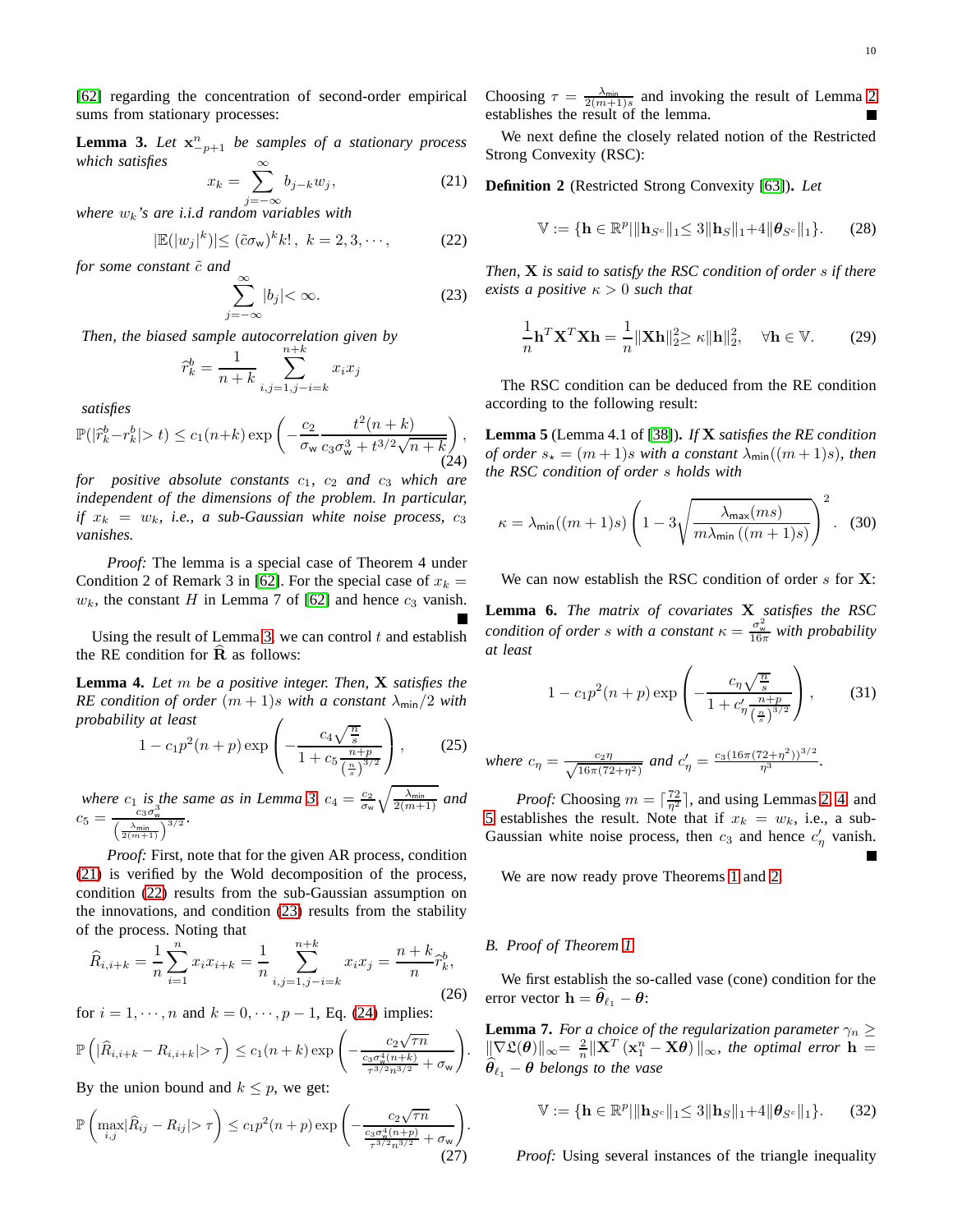[62] regarding the concentration of second-order empirical sums from stationary processes:

**Lemma 3.** *Let $\mathbf{x}_{-p+1}^n$ be samples of a stationary process which satisfies*

$$x_k = \sum_{j=-\infty}^{\infty} b_{j-k} w_j, \tag{21}$$

*where $w_k$'s are i.i.d random variables with*

$$|\mathbb{E}(|w_j|^k)| \leq (\tilde{c}\sigma_{\mathsf{w}})^k k!, \ k = 2, 3, \cdots, \tag{22}$$

*for some constant $\tilde{c}$ and*

$$\sum_{j=-\infty}^{\infty} |b_j| < \infty. \tag{23}$$

*Then, the biased sample autocorrelation given by*

$$\widehat{r}_k^b = \frac{1}{n+k} \sum_{i,j=1, j-i=k}^{n+k} x_i x_j$$

*satisfies*

$$\mathbb{P}(|\widehat{r}_k^b - r_k^b| > t) \leq c_1(n+k) \exp\left(-\frac{c_2}{\sigma_{\mathsf{w}}} \frac{t^2(n+k)}{c_3\sigma_{\mathsf{w}}^3 + t^{3/2}\sqrt{n+k}}\right), \tag{24}$$

*for positive absolute constants $c_1$, $c_2$ and $c_3$ which are independent of the dimensions of the problem. In particular, if $x_k = w_k$, i.e., a sub-Gaussian white noise process, $c_3$ vanishes.*

*Proof:* The lemma is a special case of Theorem 4 under Condition 2 of Remark 3 in [62]. For the special case of $x_k = w_k$, the constant $H$ in Lemma 7 of [62] and hence $c_3$ vanish. ■

Using the result of Lemma 3, we can control $t$ and establish the RE condition for $\widehat{\mathbf{R}}$ as follows:

**Lemma 4.** *Let $m$ be a positive integer. Then, $\mathbf{X}$ satisfies the RE condition of order $(m+1)s$ with a constant $\lambda_{\mathsf{min}}/2$ with probability at least*

$$1 - c_1 p^2(n+p) \exp\left(-\frac{c_4\sqrt{\frac{n}{s}}}{1 + c_5\frac{n+p}{\left(\frac{n}{s}\right)^{3/2}}}\right), \tag{25}$$

*where $c_1$ is the same as in Lemma 3, $c_4 = \frac{c_2}{\sigma_{\mathsf{w}}}\sqrt{\frac{\lambda_{\mathsf{min}}}{2(m+1)}}$ and $c_5 = \frac{c_3\sigma_{\mathsf{w}}^3}{\left(\frac{\lambda_{\mathsf{min}}}{2(m+1)}\right)^{3/2}}$.*

*Proof:* First, note that for the given AR process, condition (21) is verified by the Wold decomposition of the process, condition (22) results from the sub-Gaussian assumption on the innovations, and condition (23) results from the stability of the process. Noting that

$$\widehat{R}_{i,i+k} = \frac{1}{n}\sum_{i=1}^{n} x_i x_{i+k} = \frac{1}{n}\sum_{i,j=1, j-i=k}^{n+k} x_i x_j = \frac{n+k}{n}\widehat{r}_k^b, \tag{26}$$

for $i = 1, \cdots, n$ and $k = 0, \cdots, p-1$, Eq. (24) implies:

$$\mathbb{P}\left(|\widehat{R}_{i,i+k} - R_{i,i+k}| > \tau\right) \leq c_1(n+k) \exp\left(-\frac{c_2\sqrt{\tau n}}{\frac{c_3\sigma_{\mathsf{w}}^4(n+k)}{\tau^{3/2}n^{3/2}} + \sigma_{\mathsf{w}}}\right).$$

By the union bound and $k \leq p$, we get:

$$\mathbb{P}\left(\max_{i,j}|\widehat{R}_{ij} - R_{ij}| > \tau\right) \leq c_1 p^2(n+p) \exp\left(-\frac{c_2\sqrt{\tau n}}{\frac{c_3\sigma_{\mathsf{w}}^4(n+p)}{\tau^{3/2}n^{3/2}} + \sigma_{\mathsf{w}}}\right). \tag{27}$$

Choosing $\tau = \frac{\lambda_{\mathsf{min}}}{2(m+1)s}$ and invoking the result of Lemma 2 establishes the result of the lemma. ■

We next define the closely related notion of the Restricted Strong Convexity (RSC):

**Definition 2** (Restricted Strong Convexity [63]). *Let*

$$\mathbb{V} := \{\mathbf{h} \in \mathbb{R}^p | \|\mathbf{h}_{S^c}\|_1 \leq 3\|\mathbf{h}_S\|_1 + 4\|\boldsymbol{\theta}_{S^c}\|_1\}. \tag{28}$$

*Then, $\mathbf{X}$ is said to satisfy the RSC condition of order $s$ if there exists a positive $\kappa > 0$ such that*

$$\frac{1}{n}\mathbf{h}^T\mathbf{X}^T\mathbf{X}\mathbf{h} = \frac{1}{n}\|\mathbf{X}\mathbf{h}\|_2^2 \geq \kappa\|\mathbf{h}\|_2^2, \quad \forall \mathbf{h} \in \mathbb{V}. \tag{29}$$

The RSC condition can be deduced from the RE condition according to the following result:

**Lemma 5** (Lemma 4.1 of [38]). *If $\mathbf{X}$ satisfies the RE condition of order $s_\star = (m+1)s$ with a constant $\lambda_{\mathsf{min}}((m+1)s)$, then the RSC condition of order $s$ holds with*

$$\kappa = \lambda_{\mathsf{min}}((m+1)s)\left(1 - 3\sqrt{\frac{\lambda_{\mathsf{max}}(ms)}{m\lambda_{\mathsf{min}}\left((m+1)s\right)}}\right)^2. \tag{30}$$

We can now establish the RSC condition of order $s$ for $\mathbf{X}$:

**Lemma 6.** *The matrix of covariates $\mathbf{X}$ satisfies the RSC condition of order $s$ with a constant $\kappa = \frac{\sigma_{\mathsf{w}}^2}{16\pi}$ with probability at least*

$$1 - c_1 p^2(n+p) \exp\left(-\frac{c_\eta\sqrt{\frac{n}{s}}}{1 + c'_\eta\frac{n+p}{\left(\frac{n}{s}\right)^{3/2}}}\right), \tag{31}$$

*where $c_\eta = \frac{c_2\eta}{\sqrt{16\pi(72+\eta^2)}}$ and $c'_\eta = \frac{c_3(16\pi(72+\eta^2))^{3/2}}{\eta^3}$.*

*Proof:* Choosing $m = \lceil\frac{72}{\eta^2}\rceil$, and using Lemmas 2, 4, and 5 establishes the result. Note that if $x_k = w_k$, i.e., a sub-Gaussian white noise process, then $c_3$ and hence $c'_\eta$ vanish. ■

We are now ready prove Theorems 1 and 2.

### B. Proof of Theorem 1

We first establish the so-called vase (cone) condition for the error vector $\mathbf{h} = \widehat{\boldsymbol{\theta}}_{\ell_1} - \boldsymbol{\theta}$:

**Lemma 7.** *For a choice of the regularization parameter $\gamma_n \geq \|\nabla\mathfrak{L}(\boldsymbol{\theta})\|_\infty = \frac{2}{n}\|\mathbf{X}^T(\mathbf{x}_1^n - \mathbf{X}\boldsymbol{\theta})\|_\infty$, the optimal error $\mathbf{h} = \widehat{\boldsymbol{\theta}}_{\ell_1} - \boldsymbol{\theta}$ belongs to the vase*

$$\mathbb{V} := \{\mathbf{h} \in \mathbb{R}^p | \|\mathbf{h}_{S^c}\|_1 \leq 3\|\mathbf{h}_S\|_1 + 4\|\boldsymbol{\theta}_{S^c}\|_1\}. \tag{32}$$

*Proof:* Using several instances of the triangle inequality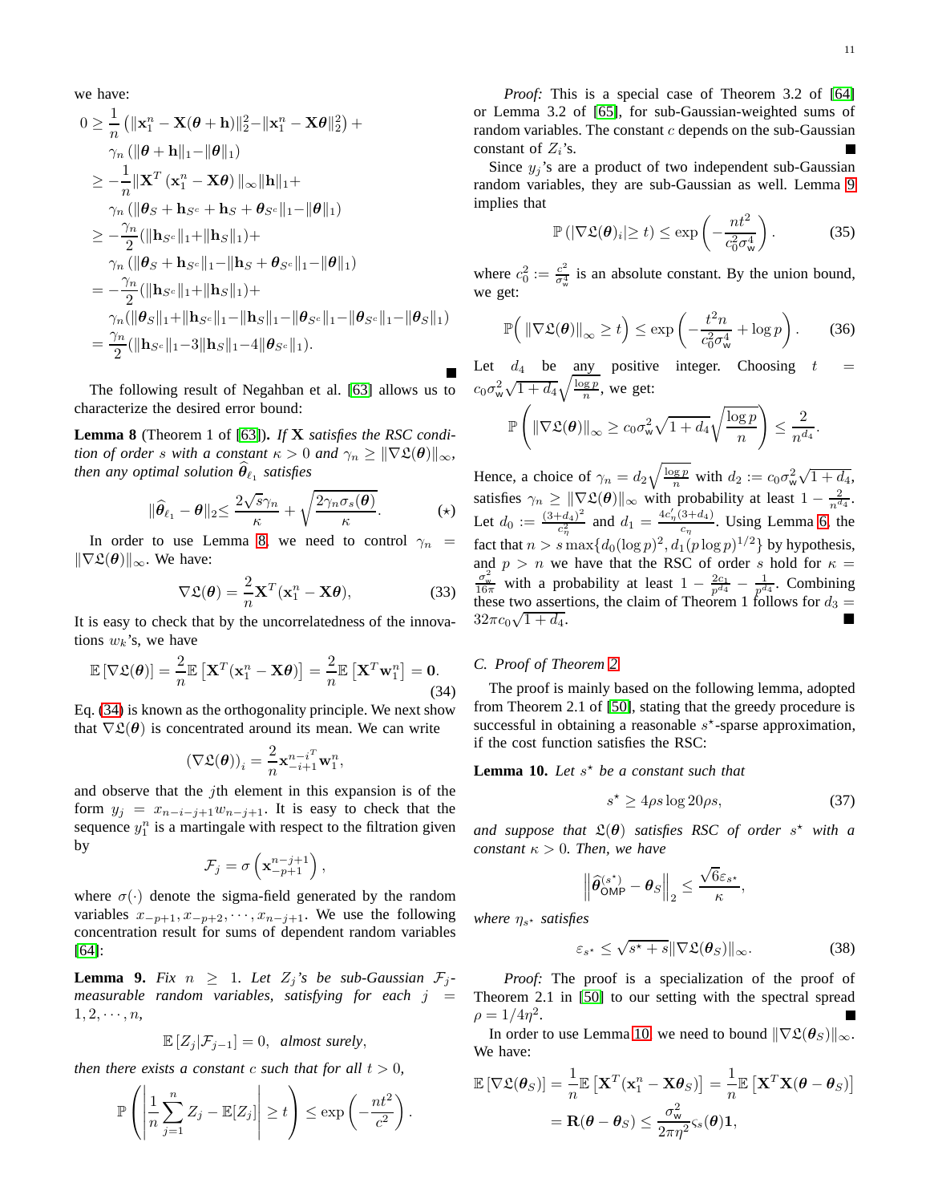we have:

$$
\begin{aligned}
0 &\geq \frac{1}{n}\left(\|\mathbf{x}_1^n - \mathbf{X}(\boldsymbol{\theta}+\mathbf{h})\|_2^2 - \|\mathbf{x}_1^n - \mathbf{X}\boldsymbol{\theta}\|_2^2\right) + \\
&\quad \gamma_n \left(\|\boldsymbol{\theta}+\mathbf{h}\|_1 - \|\boldsymbol{\theta}\|_1\right) \\
&\geq -\frac{1}{n}\|\mathbf{X}^T\left(\mathbf{x}_1^n - \mathbf{X}\boldsymbol{\theta}\right)\|_\infty \|\mathbf{h}\|_1 + \\
&\quad \gamma_n \left(\|\boldsymbol{\theta}_S + \mathbf{h}_{S^c} + \mathbf{h}_S + \boldsymbol{\theta}_{S^c}\|_1 - \|\boldsymbol{\theta}\|_1\right) \\
&\geq -\frac{\gamma_n}{2}(\|\mathbf{h}_{S^c}\|_1 + \|\mathbf{h}_S\|_1) + \\
&\quad \gamma_n \left(\|\boldsymbol{\theta}_S + \mathbf{h}_{S^c}\|_1 - \|\mathbf{h}_S + \boldsymbol{\theta}_{S^c}\|_1 - \|\boldsymbol{\theta}\|_1\right) \\
&= -\frac{\gamma_n}{2}(\|\mathbf{h}_{S^c}\|_1 + \|\mathbf{h}_S\|_1) + \\
&\quad \gamma_n (\|\boldsymbol{\theta}_S\|_1 + \|\mathbf{h}_{S^c}\|_1 - \|\mathbf{h}_S\|_1 - \|\boldsymbol{\theta}_{S^c}\|_1 - \|\boldsymbol{\theta}_{S^c}\|_1 - \|\boldsymbol{\theta}_S\|_1) \\
&= \frac{\gamma_n}{2}(\|\mathbf{h}_{S^c}\|_1 - 3\|\mathbf{h}_S\|_1 - 4\|\boldsymbol{\theta}_{S^c}\|_1).
\end{aligned}
$$

∎

The following result of Negahban et al. [63] allows us to characterize the desired error bound:

**Lemma 8** (Theorem 1 of [63]). *If $\mathbf{X}$ satisfies the RSC condition of order $s$ with a constant $\kappa > 0$ and $\gamma_n \geq \|\nabla \mathfrak{L}(\boldsymbol{\theta})\|_\infty$, then any optimal solution $\widehat{\boldsymbol{\theta}}_{\ell_1}$ satisfies*

$$
\|\widehat{\boldsymbol{\theta}}_{\ell_1} - \boldsymbol{\theta}\|_2 \leq \frac{2\sqrt{s}\gamma_n}{\kappa} + \sqrt{\frac{2\gamma_n \sigma_s(\boldsymbol{\theta})}{\kappa}}. \qquad (\star)
$$

In order to use Lemma 8, we need to control $\gamma_n = \|\nabla \mathfrak{L}(\boldsymbol{\theta})\|_\infty$. We have:

$$
\nabla \mathfrak{L}(\boldsymbol{\theta}) = \frac{2}{n}\mathbf{X}^T(\mathbf{x}_1^n - \mathbf{X}\boldsymbol{\theta}), \tag{33}
$$

It is easy to check that by the uncorrelatedness of the innovations $w_k$'s, we have

$$
\mathbb{E}\left[\nabla \mathfrak{L}(\boldsymbol{\theta})\right] = \frac{2}{n}\mathbb{E}\left[\mathbf{X}^T(\mathbf{x}_1^n - \mathbf{X}\boldsymbol{\theta})\right] = \frac{2}{n}\mathbb{E}\left[\mathbf{X}^T\mathbf{w}_1^n\right] = \mathbf{0}. \tag{34}
$$

Eq. (34) is known as the orthogonality principle. We next show that $\nabla \mathfrak{L}(\boldsymbol{\theta})$ is concentrated around its mean. We can write

$$
\left(\nabla \mathfrak{L}(\boldsymbol{\theta})\right)_i = \frac{2}{n}\mathbf{x}_{-i+1}^{n-i^T}\mathbf{w}_1^n,
$$

and observe that the $j$th element in this expansion is of the form $y_j = x_{n-i-j+1}w_{n-j+1}$. It is easy to check that the sequence $y_1^n$ is a martingale with respect to the filtration given by

$$
\mathcal{F}_j = \sigma\left(\mathbf{x}_{-p+1}^{n-j+1}\right),
$$

where $\sigma(\cdot)$ denote the sigma-field generated by the random variables $x_{-p+1}, x_{-p+2}, \cdots, x_{n-j+1}$. We use the following concentration result for sums of dependent random variables [64]:

**Lemma 9.** *Fix $n \geq 1$. Let $Z_j$'s be sub-Gaussian $\mathcal{F}_j$-measurable random variables, satisfying for each $j = 1, 2, \cdots, n$,*

$$
\mathbb{E}\left[Z_j | \mathcal{F}_{j-1}\right] = 0, \text{ almost surely},
$$

*then there exists a constant $c$ such that for all $t > 0$,*

$$
\mathbb{P}\left(\left|\frac{1}{n}\sum_{j=1}^{n} Z_j - \mathbb{E}[Z_j]\right| \geq t\right) \leq \exp\left(-\frac{nt^2}{c^2}\right).
$$

*Proof:* This is a special case of Theorem 3.2 of [64] or Lemma 3.2 of [65], for sub-Gaussian-weighted sums of random variables. The constant $c$ depends on the sub-Gaussian constant of $Z_i$'s. ∎

Since $y_j$'s are a product of two independent sub-Gaussian random variables, they are sub-Gaussian as well. Lemma 9 implies that

$$
\mathbb{P}\left(|\nabla \mathfrak{L}(\boldsymbol{\theta})_i| \geq t\right) \leq \exp\left(-\frac{nt^2}{c_0^2\sigma_{\mathsf{w}}^4}\right). \tag{35}
$$

where $c_0^2 := \frac{c^2}{\sigma_{\mathsf{w}}^4}$ is an absolute constant. By the union bound, we get:

$$
\mathbb{P}\Big(\|\nabla \mathfrak{L}(\boldsymbol{\theta})\|_\infty \geq t\Big) \leq \exp\left(-\frac{t^2 n}{c_0^2\sigma_{\mathsf{w}}^4} + \log p\right). \tag{36}
$$

Let $d_4$ be any positive integer. Choosing $t = c_0\sigma_{\mathsf{w}}^2\sqrt{1+d_4}\sqrt{\frac{\log p}{n}}$, we get:

$$
\mathbb{P}\left(\|\nabla \mathfrak{L}(\boldsymbol{\theta})\|_\infty \geq c_0\sigma_{\mathsf{w}}^2\sqrt{1+d_4}\sqrt{\frac{\log p}{n}}\right) \leq \frac{2}{n^{d_4}}.
$$

Hence, a choice of $\gamma_n = d_2\sqrt{\frac{\log p}{n}}$ with $d_2 := c_0\sigma_{\mathsf{w}}^2\sqrt{1+d_4}$, satisfies $\gamma_n \geq \|\nabla \mathfrak{L}(\boldsymbol{\theta})\|_\infty$ with probability at least $1 - \frac{2}{n^{d_4}}$. Let $d_0 := \frac{(3+d_4)^2}{c_\eta^2}$ and $d_1 = \frac{4c'_\eta(3+d_4)}{c_\eta}$. Using Lemma 6, the fact that $n > s\max\{d_0(\log p)^2, d_1(p\log p)^{1/2}\}$ by hypothesis, and $p > n$ we have that the RSC of order $s$ hold for $\kappa = \frac{\sigma_{\mathsf{w}}^2}{16\pi}$ with a probability at least $1 - \frac{2c_1}{p^{d_4}} - \frac{1}{p^{d_4}}$. Combining these two assertions, the claim of Theorem 1 follows for $d_3 = 32\pi c_0\sqrt{1+d_4}$. ∎

### C. Proof of Theorem 2

The proof is mainly based on the following lemma, adopted from Theorem 2.1 of [50], stating that the greedy procedure is successful in obtaining a reasonable $s^\star$-sparse approximation, if the cost function satisfies the RSC:

**Lemma 10.** *Let $s^\star$ be a constant such that*

$$
s^\star \geq 4\rho s \log 20\rho s, \tag{37}
$$

*and suppose that $\mathfrak{L}(\boldsymbol{\theta})$ satisfies RSC of order $s^\star$ with a constant $\kappa > 0$. Then, we have*

$$
\left\|\widehat{\boldsymbol{\theta}}_{\mathsf{OMP}}^{(s^\star)} - \boldsymbol{\theta}_S\right\|_2 \leq \frac{\sqrt{6}\varepsilon_{s^\star}}{\kappa},
$$

*where $\eta_{s^\star}$ satisfies*

$$
\varepsilon_{s^\star} \leq \sqrt{s^\star + s}\|\nabla \mathfrak{L}(\boldsymbol{\theta}_S)\|_\infty. \tag{38}
$$

*Proof:* The proof is a specialization of the proof of Theorem 2.1 in [50] to our setting with the spectral spread $\rho = 1/4\eta^2$. ∎

In order to use Lemma 10, we need to bound $\|\nabla \mathfrak{L}(\boldsymbol{\theta}_S)\|_\infty$. We have:

$$
\begin{aligned}
\mathbb{E}\left[\nabla \mathfrak{L}(\boldsymbol{\theta}_S)\right] &= \frac{1}{n}\mathbb{E}\left[\mathbf{X}^T(\mathbf{x}_1^n - \mathbf{X}\boldsymbol{\theta}_S)\right] = \frac{1}{n}\mathbb{E}\left[\mathbf{X}^T\mathbf{X}(\boldsymbol{\theta} - \boldsymbol{\theta}_S)\right] \\
&= \mathbf{R}(\boldsymbol{\theta} - \boldsymbol{\theta}_S) \leq \frac{\sigma_{\mathsf{w}}^2}{2\pi\eta^2}\varsigma_s(\boldsymbol{\theta})\mathbf{1},
\end{aligned}
$$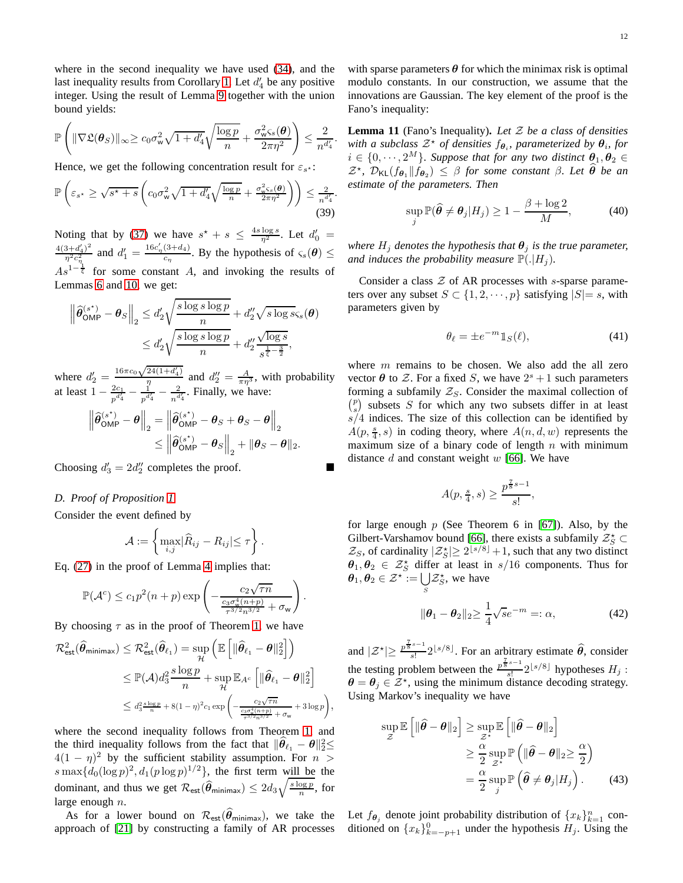where in the second inequality we have used (34), and the last inequality results from Corollary 1. Let $d_4'$ be any positive integer. Using the result of Lemma 9 together with the union bound yields:

$$\mathbb{P}\left(\|\nabla\mathfrak{L}(\boldsymbol{\theta}_S)\|_\infty \geq c_0\sigma_{\mathsf{w}}^2\sqrt{1+d_4'}\sqrt{\frac{\log p}{n}} + \frac{\sigma_{\mathsf{w}}^2\varsigma_s(\boldsymbol{\theta})}{2\pi\eta^2}\right) \leq \frac{2}{n^{d_4'}}.$$

Hence, we get the following concentration result for $\varepsilon_{s^\star}$:

$$\mathbb{P}\left(\varepsilon_{s^\star} \geq \sqrt{s^\star+s}\left(c_0\sigma_{\mathsf{w}}^2\sqrt{1+d_4'}\sqrt{\tfrac{\log p}{n}} + \tfrac{\sigma_{\mathsf{w}}^2\varsigma_s(\boldsymbol{\theta})}{2\pi\eta^2}\right)\right) \leq \tfrac{2}{n^{d_4'}}. \tag{39}$$

Noting that by (37) we have $s^\star + s \leq \frac{4s\log s}{\eta^2}$. Let $d_0' = \frac{4(3+d_4')^2}{\eta^2 c_\eta^2}$ and $d_1' = \frac{16c_\eta'(3+d_4)}{c_\eta}$. By the hypothesis of $\varsigma_s(\boldsymbol{\theta}) \leq As^{1-\frac{1}{\xi}}$ for some constant $A$, and invoking the results of Lemmas 6 and 10, we get:

$$\begin{aligned}
\left\|\widehat{\boldsymbol{\theta}}_{\mathsf{OMP}}^{(s^\star)} - \boldsymbol{\theta}_S\right\|_2 &\leq d_2'\sqrt{\frac{s\log s\log p}{n}} + d_2''\sqrt{s\log s}\varsigma_s(\boldsymbol{\theta}) \\
&\leq d_2'\sqrt{\frac{s\log s\log p}{n}} + d_2''\frac{\sqrt{\log s}}{s^{\frac{1}{\xi}-\frac{3}{2}}},
\end{aligned}$$

where $d_2' = \frac{16\pi c_0\sqrt{24(1+d_4')}}{\eta}$ and $d_2'' = \frac{A}{\pi\eta^3}$, with probability at least $1 - \frac{2c_1}{p^{d_4'}} - \frac{1}{p^{d_4'}} - \frac{2}{n^{d_4'}}$. Finally, we have:

$$\begin{aligned}
\left\|\widehat{\boldsymbol{\theta}}_{\mathsf{OMP}}^{(s^\star)} - \boldsymbol{\theta}\right\|_2 &= \left\|\widehat{\boldsymbol{\theta}}_{\mathsf{OMP}}^{(s^\star)} - \boldsymbol{\theta}_S + \boldsymbol{\theta}_S - \boldsymbol{\theta}\right\|_2 \\
&\leq \left\|\widehat{\boldsymbol{\theta}}_{\mathsf{OMP}}^{(s^\star)} - \boldsymbol{\theta}_S\right\|_2 + \|\boldsymbol{\theta}_S - \boldsymbol{\theta}\|_2.
\end{aligned}$$

Choosing $d_3' = 2d_2''$ completes the proof. ■

### D. Proof of Proposition 1

Consider the event defined by

$$\mathcal{A} := \left\{\max_{i,j}|\widehat{R}_{ij} - R_{ij}| \leq \tau\right\}.$$

Eq. (27) in the proof of Lemma 4 implies that:

$$\mathbb{P}(\mathcal{A}^c) \leq c_1 p^2(n+p)\exp\left(-\frac{c_2\sqrt{\tau n}}{\frac{c_3\sigma_{\mathsf{w}}^4(n+p)}{\tau^{3/2}n^{3/2}} + \sigma_{\mathsf{w}}}\right).$$

By choosing $\tau$ as in the proof of Theorem 1, we have

$$\begin{aligned}
\mathcal{R}_{\mathsf{est}}^2(\widehat{\boldsymbol{\theta}}_{\mathsf{minimax}}) &\leq \mathcal{R}_{\mathsf{est}}^2(\widehat{\boldsymbol{\theta}}_{\ell_1}) = \sup_{\mathcal{H}}\left(\mathbb{E}\left[\|\widehat{\boldsymbol{\theta}}_{\ell_1} - \boldsymbol{\theta}\|_2^2\right]\right) \\
&\leq \mathbb{P}(\mathcal{A})d_3^2\frac{s\log p}{n} + \sup_{\mathcal{H}}\mathbb{E}_{\mathcal{A}^c}\left[\|\widehat{\boldsymbol{\theta}}_{\ell_1} - \boldsymbol{\theta}\|_2^2\right] \\
&\leq d_3^2\tfrac{s\log p}{n} + 8(1-\eta)^2 c_1\exp\left(-\tfrac{c_2\sqrt{\tau n}}{\frac{c_3\sigma_{\mathsf{w}}^4(n+p)}{\tau^{3/2}n^{3/2}} + \sigma_{\mathsf{w}}} + 3\log p\right),
\end{aligned}$$

where the second inequality follows from Theorem 1, and the third inequality follows from the fact that $\|\widehat{\boldsymbol{\theta}}_{\ell_1} - \boldsymbol{\theta}\|_2^2 \leq 4(1-\eta)^2$ by the sufficient stability assumption. For $n > s\max\{d_0(\log p)^2, d_1(p\log p)^{1/2}\}$, the first term will be the dominant, and thus we get $\mathcal{R}_{\mathsf{est}}(\widehat{\boldsymbol{\theta}}_{\mathsf{minimax}}) \leq 2d_3\sqrt{\frac{s\log p}{n}}$, for large enough $n$.

As for a lower bound on $\mathcal{R}_{\mathsf{est}}(\widehat{\boldsymbol{\theta}}_{\mathsf{minimax}})$, we take the approach of [21] by constructing a family of AR processes with sparse parameters $\boldsymbol{\theta}$ for which the minimax risk is optimal modulo constants. In our construction, we assume that the innovations are Gaussian. The key element of the proof is the Fano's inequality:

**Lemma 11** (Fano's Inequality). *Let $\mathcal{Z}$ be a class of densities with a subclass $\mathcal{Z}^\star$ of densities $f_{\boldsymbol{\theta}_i}$, parameterized by $\boldsymbol{\theta}_i$, for $i \in \{0, \cdots, 2^M\}$. Suppose that for any two distinct $\boldsymbol{\theta}_1, \boldsymbol{\theta}_2 \in \mathcal{Z}^\star$, $\mathcal{D}_{\mathsf{KL}}(f_{\boldsymbol{\theta}_1}\|f_{\boldsymbol{\theta}_2}) \leq \beta$ for some constant $\beta$. Let $\widehat{\boldsymbol{\theta}}$ be an estimate of the parameters. Then*

$$\sup_j \mathbb{P}(\widehat{\boldsymbol{\theta}} \neq \boldsymbol{\theta}_j|H_j) \geq 1 - \frac{\beta + \log 2}{M}, \tag{40}$$

*where $H_j$ denotes the hypothesis that $\boldsymbol{\theta}_j$ is the true parameter, and induces the probability measure $\mathbb{P}(.|H_j)$.*

Consider a class $\mathcal{Z}$ of AR processes with $s$-sparse parameters over any subset $S \subset \{1, 2, \cdots, p\}$ satisfying $|S| = s$, with parameters given by

$$\theta_\ell = \pm e^{-m}\mathbb{1}_S(\ell), \tag{41}$$

where $m$ remains to be chosen. We also add the all zero vector $\boldsymbol{\theta}$ to $\mathcal{Z}$. For a fixed $S$, we have $2^s + 1$ such parameters forming a subfamily $\mathcal{Z}_S$. Consider the maximal collection of $\binom{p}{s}$ subsets $S$ for which any two subsets differ in at least $s/4$ indices. The size of this collection can be identified by $A(p, \frac{s}{4}, s)$ in coding theory, where $A(n, d, w)$ represents the maximum size of a binary code of length $n$ with minimum distance $d$ and constant weight $w$ [66]. We have

$$A(p, \tfrac{s}{4}, s) \geq \frac{p^{\frac{7}{8}s-1}}{s!},$$

for large enough $p$ (See Theorem 6 in [67]). Also, by the Gilbert-Varshamov bound [66], there exists a subfamily $\mathcal{Z}_S^\star \subset \mathcal{Z}_S$, of cardinality $|\mathcal{Z}_S^\star| \geq 2^{\lfloor s/8\rfloor} + 1$, such that any two distinct $\boldsymbol{\theta}_1, \boldsymbol{\theta}_2 \in \mathcal{Z}_S^\star$ differ at least in $s/16$ components. Thus for $\boldsymbol{\theta}_1, \boldsymbol{\theta}_2 \in \mathcal{Z}^\star := \bigcup_S \mathcal{Z}_S^\star$, we have

$$\|\boldsymbol{\theta}_1 - \boldsymbol{\theta}_2\|_2 \geq \frac{1}{4}\sqrt{s}e^{-m} =: \alpha, \tag{42}$$

and $|\mathcal{Z}^\star| \geq \frac{p^{\frac{7}{8}s-1}}{s!}2^{\lfloor s/8\rfloor}$. For an arbitrary estimate $\widehat{\boldsymbol{\theta}}$, consider the testing problem between the $\frac{p^{\frac{7}{8}s-1}}{s!}2^{\lfloor s/8\rfloor}$ hypotheses $H_j$ : $\boldsymbol{\theta} = \boldsymbol{\theta}_j \in \mathcal{Z}^\star$, using the minimum distance decoding strategy. Using Markov's inequality we have

$$\begin{aligned}
\sup_{\mathcal{Z}}\mathbb{E}\left[\|\widehat{\boldsymbol{\theta}} - \boldsymbol{\theta}\|_2\right] &\geq \sup_{\mathcal{Z}^\star}\mathbb{E}\left[\|\widehat{\boldsymbol{\theta}} - \boldsymbol{\theta}\|_2\right] \\
&\geq \frac{\alpha}{2}\sup_{\mathcal{Z}^\star}\mathbb{P}\left(\|\widehat{\boldsymbol{\theta}} - \boldsymbol{\theta}\|_2 \geq \frac{\alpha}{2}\right) \\
&= \frac{\alpha}{2}\sup_j \mathbb{P}\left(\widehat{\boldsymbol{\theta}} \neq \boldsymbol{\theta}_j|H_j\right).
\end{aligned} \tag{43}$$

Let $f_{\boldsymbol{\theta}_j}$ denote joint probability distribution of $\{x_k\}_{k=1}^n$ conditioned on $\{x_k\}_{k=-p+1}^0$ under the hypothesis $H_j$. Using the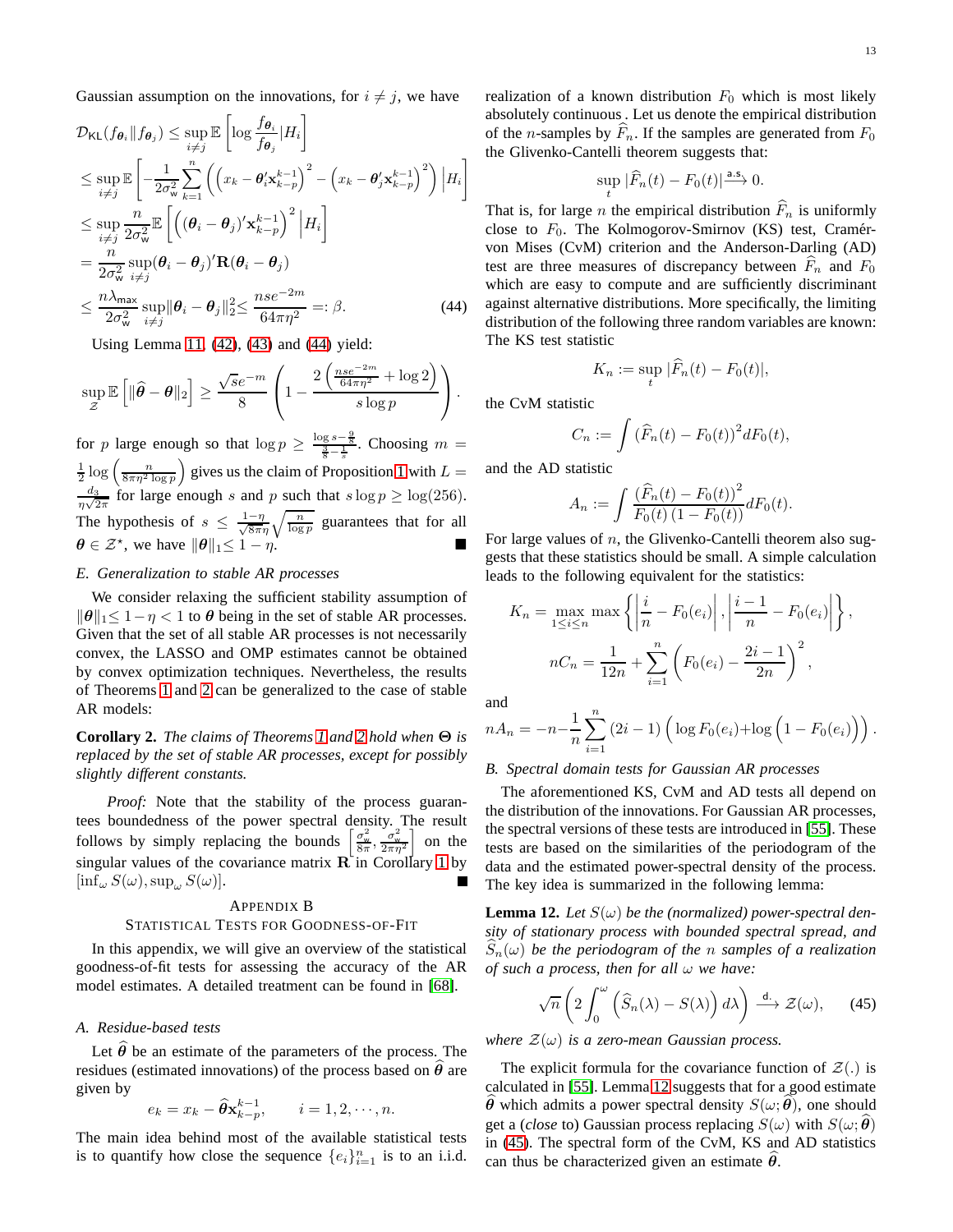Gaussian assumption on the innovations, for $i \neq j$, we have

$$
\begin{aligned}
\mathcal{D}_{\mathsf{KL}}(f_{\boldsymbol{\theta}_i} \| f_{\boldsymbol{\theta}_j}) &\leq \sup_{i \neq j} \mathbb{E}\left[\log \frac{f_{\boldsymbol{\theta}_i}}{f_{\boldsymbol{\theta}_j}} | H_i\right] \\
&\leq \sup_{i \neq j} \mathbb{E}\left[-\frac{1}{2\sigma_{\mathsf{w}}^2} \sum_{k=1}^{n} \left( \left(x_k - \boldsymbol{\theta}_i' \mathbf{x}_{k-p}^{k-1}\right)^2 - \left(x_k - \boldsymbol{\theta}_j' \mathbf{x}_{k-p}^{k-1}\right)^2 \right) \Big| H_i\right] \\
&\leq \sup_{i \neq j} \frac{n}{2\sigma_{\mathsf{w}}^2} \mathbb{E}\left[\left((\boldsymbol{\theta}_i - \boldsymbol{\theta}_j)' \mathbf{x}_{k-p}^{k-1}\right)^2 \Big| H_i\right] \\
&= \frac{n}{2\sigma_{\mathsf{w}}^2} \sup_{i \neq j} (\boldsymbol{\theta}_i - \boldsymbol{\theta}_j)' \mathbf{R} (\boldsymbol{\theta}_i - \boldsymbol{\theta}_j) \\
&\leq \frac{n \lambda_{\mathsf{max}}}{2\sigma_{\mathsf{w}}^2} \sup_{i \neq j} \|\boldsymbol{\theta}_i - \boldsymbol{\theta}_j\|_2^2 \leq \frac{n s e^{-2m}}{64\pi\eta^2} =: \beta. \qquad (44)
\end{aligned}
$$

Using Lemma 11, (42), (43) and (44) yield:

$$
\sup_{\mathcal{Z}} \mathbb{E}\left[\|\widehat{\boldsymbol{\theta}} - \boldsymbol{\theta}\|_2\right] \geq \frac{\sqrt{s} e^{-m}}{8} \left(1 - \frac{2\left(\frac{n s e^{-2m}}{64\pi\eta^2} + \log 2\right)}{s \log p}\right).
$$

for $p$ large enough so that $\log p \geq \frac{\log s - \frac{9}{8}}{\frac{3}{8} - \frac{1}{s}}$. Choosing $m = \frac{1}{2}\log\left(\frac{n}{8\pi\eta^2 \log p}\right)$ gives us the claim of Proposition 1 with $L = \frac{d_3}{\eta\sqrt{2\pi}}$ for large enough $s$ and $p$ such that $s \log p \geq \log(256)$. The hypothesis of $s \leq \frac{1-\eta}{\sqrt{8\pi}\eta}\sqrt{\frac{n}{\log p}}$ guarantees that for all $\boldsymbol{\theta} \in \mathcal{Z}^\star$, we have $\|\boldsymbol{\theta}\|_1 \leq 1 - \eta$. ■

### E. Generalization to stable AR processes

We consider relaxing the sufficient stability assumption of $\|\boldsymbol{\theta}\|_1 \leq 1 - \eta < 1$ to $\boldsymbol{\theta}$ being in the set of stable AR processes. Given that the set of all stable AR processes is not necessarily convex, the LASSO and OMP estimates cannot be obtained by convex optimization techniques. Nevertheless, the results of Theorems 1 and 2 can be generalized to the case of stable AR models:

**Corollary 2.** *The claims of Theorems 1 and 2 hold when $\boldsymbol{\Theta}$ is replaced by the set of stable AR processes, except for possibly slightly different constants.*

*Proof:* Note that the stability of the process guarantees boundedness of the power spectral density. The result follows by simply replacing the bounds $\left[\frac{\sigma_{\mathsf{w}}^2}{8\pi}, \frac{\sigma_{\mathsf{w}}^2}{2\pi\eta^2}\right]$ on the singular values of the covariance matrix $\mathbf{R}$ in Corollary 1 by $[\inf_\omega S(\omega), \sup_\omega S(\omega)]$. ■

## Appendix B
## Statistical Tests for Goodness-of-Fit

In this appendix, we will give an overview of the statistical goodness-of-fit tests for assessing the accuracy of the AR model estimates. A detailed treatment can be found in [68].

### A. Residue-based tests

Let $\widehat{\boldsymbol{\theta}}$ be an estimate of the parameters of the process. The residues (estimated innovations) of the process based on $\widehat{\boldsymbol{\theta}}$ are given by

$$
e_k = x_k - \widehat{\boldsymbol{\theta}} \mathbf{x}_{k-p}^{k-1}, \qquad i = 1, 2, \cdots, n.
$$

The main idea behind most of the available statistical tests is to quantify how close the sequence $\{e_i\}_{i=1}^n$ is to an i.i.d. realization of a known distribution $F_0$ which is most likely absolutely continuous. Let us denote the empirical distribution of the $n$-samples by $\widehat{F}_n$. If the samples are generated from $F_0$ the Glivenko-Cantelli theorem suggests that:

$$
\sup_t |\widehat{F}_n(t) - F_0(t)| \xrightarrow{\mathsf{a.s.}} 0.
$$

That is, for large $n$ the empirical distribution $\widehat{F}_n$ is uniformly close to $F_0$. The Kolmogorov-Smirnov (KS) test, Cramér-von Mises (CvM) criterion and the Anderson-Darling (AD) test are three measures of discrepancy between $\widehat{F}_n$ and $F_0$ which are easy to compute and are sufficiently discriminant against alternative distributions. More specifically, the limiting distribution of the following three random variables are known: The KS test statistic

$$
K_n := \sup_t |\widehat{F}_n(t) - F_0(t)|,
$$

the CvM statistic

$$
C_n := \int \left(\widehat{F}_n(t) - F_0(t)\right)^2 dF_0(t),
$$

and the AD statistic

$$
A_n := \int \frac{\left(\widehat{F}_n(t) - F_0(t)\right)^2}{F_0(t)\left(1 - F_0(t)\right)} dF_0(t).
$$

For large values of $n$, the Glivenko-Cantelli theorem also suggests that these statistics should be small. A simple calculation leads to the following equivalent for the statistics:

$$
K_n = \max_{1 \leq i \leq n} \max\left\{\left|\frac{i}{n} - F_0(e_i)\right|, \left|\frac{i-1}{n} - F_0(e_i)\right|\right\},
$$

$$
nC_n = \frac{1}{12n} + \sum_{i=1}^{n}\left(F_0(e_i) - \frac{2i-1}{2n}\right)^2,
$$

and

$$
nA_n = -n - \frac{1}{n}\sum_{i=1}^{n}(2i-1)\left(\log F_0(e_i) + \log\left(1 - F_0(e_i)\right)\right).
$$

### B. Spectral domain tests for Gaussian AR processes

The aforementioned KS, CvM and AD tests all depend on the distribution of the innovations. For Gaussian AR processes, the spectral versions of these tests are introduced in [55]. These tests are based on the similarities of the periodogram of the data and the estimated power-spectral density of the process. The key idea is summarized in the following lemma:

**Lemma 12.** *Let $S(\omega)$ be the (normalized) power-spectral density of stationary process with bounded spectral spread, and $\widehat{S}_n(\omega)$ be the periodogram of the $n$ samples of a realization of such a process, then for all $\omega$ we have:*

$$
\sqrt{n}\left(2\int_0^\omega \left(\widehat{S}_n(\lambda) - S(\lambda)\right) d\lambda\right) \xrightarrow{\mathsf{d.}} \mathcal{Z}(\omega), \qquad (45)
$$

*where $\mathcal{Z}(\omega)$ is a zero-mean Gaussian process.*

The explicit formula for the covariance function of $\mathcal{Z}(.)$ is calculated in [55]. Lemma 12 suggests that for a good estimate $\widehat{\boldsymbol{\theta}}$ which admits a power spectral density $S(\omega; \widehat{\boldsymbol{\theta}})$, one should get a (*close* to) Gaussian process replacing $S(\omega)$ with $S(\omega; \widehat{\boldsymbol{\theta}})$ in (45). The spectral form of the CvM, KS and AD statistics can thus be characterized given an estimate $\widehat{\boldsymbol{\theta}}$.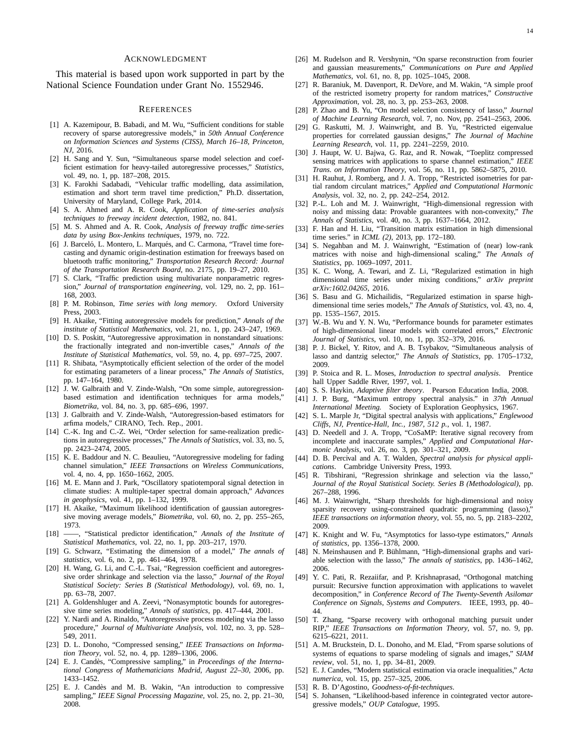## Acknowledgment

This material is based upon work supported in part by the National Science Foundation under Grant No. 1552946.

## References

[1] A. Kazemipour, B. Babadi, and M. Wu, "Sufficient conditions for stable recovery of sparse autoregressive models," in *50th Annual Conference on Information Sciences and Systems (CISS), March 16–18, Princeton, NJ*, 2016.

[2] H. Sang and Y. Sun, "Simultaneous sparse model selection and coefficient estimation for heavy-tailed autoregressive processes," *Statistics*, vol. 49, no. 1, pp. 187–208, 2015.

[3] K. Farokhi Sadabadi, "Vehicular traffic modelling, data assimilation, estimation and short term travel time prediction," Ph.D. dissertation, University of Maryland, College Park, 2014.

[4] S. A. Ahmed and A. R. Cook, *Application of time-series analysis techniques to freeway incident detection*, 1982, no. 841.

[5] M. S. Ahmed and A. R. Cook, *Analysis of freeway traffic time-series data by using Box-Jenkins techniques*, 1979, no. 722.

[6] J. Barceló, L. Montero, L. Marqués, and C. Carmona, "Travel time forecasting and dynamic origin-destination estimation for freeways based on bluetooth traffic monitoring," *Transportation Research Record: Journal of the Transportation Research Board*, no. 2175, pp. 19–27, 2010.

[7] S. Clark, "Traffic prediction using multivariate nonparametric regression," *Journal of transportation engineering*, vol. 129, no. 2, pp. 161–168, 2003.

[8] P. M. Robinson, *Time series with long memory*. Oxford University Press, 2003.

[9] H. Akaike, "Fitting autoregressive models for prediction," *Annals of the institute of Statistical Mathematics*, vol. 21, no. 1, pp. 243–247, 1969.

[10] D. S. Poskitt, "Autoregressive approximation in nonstandard situations: the fractionally integrated and non-invertible cases," *Annals of the Institute of Statistical Mathematics*, vol. 59, no. 4, pp. 697–725, 2007.

[11] R. Shibata, "Asymptotically efficient selection of the order of the model for estimating parameters of a linear process," *The Annals of Statistics*, pp. 147–164, 1980.

[12] J. W. Galbraith and V. Zinde-Walsh, "On some simple, autoregression-based estimation and identification techniques for arma models," *Biometrika*, vol. 84, no. 3, pp. 685–696, 1997.

[13] J. Galbraith and V. Zinde-Walsh, "Autoregression-based estimators for arfima models," CIRANO, Tech. Rep., 2001.

[14] C.-K. Ing and C.-Z. Wei, "Order selection for same-realization predictions in autoregressive processes," *The Annals of Statistics*, vol. 33, no. 5, pp. 2423–2474, 2005.

[15] K. E. Baddour and N. C. Beaulieu, "Autoregressive modeling for fading channel simulation," *IEEE Transactions on Wireless Communications*, vol. 4, no. 4, pp. 1650–1662, 2005.

[16] M. E. Mann and J. Park, "Oscillatory spatiotemporal signal detection in climate studies: A multiple-taper spectral domain approach," *Advances in geophysics*, vol. 41, pp. 1–132, 1999.

[17] H. Akaike, "Maximum likelihood identification of gaussian autoregressive moving average models," *Biometrika*, vol. 60, no. 2, pp. 255–265, 1973.

[18] ——, "Statistical predictor identification," *Annals of the Institute of Statistical Mathematics*, vol. 22, no. 1, pp. 203–217, 1970.

[19] G. Schwarz, "Estimating the dimension of a model," *The annals of statistics*, vol. 6, no. 2, pp. 461–464, 1978.

[20] H. Wang, G. Li, and C.-L. Tsai, "Regression coefficient and autoregressive order shrinkage and selection via the lasso," *Journal of the Royal Statistical Society: Series B (Statistical Methodology)*, vol. 69, no. 1, pp. 63–78, 2007.

[21] A. Goldenshluger and A. Zeevi, "Nonasymptotic bounds for autoregressive time series modeling," *Annals of statistics*, pp. 417–444, 2001.

[22] Y. Nardi and A. Rinaldo, "Autoregressive process modeling via the lasso procedure," *Journal of Multivariate Analysis*, vol. 102, no. 3, pp. 528–549, 2011.

[23] D. L. Donoho, "Compressed sensing," *IEEE Transactions on Information Theory*, vol. 52, no. 4, pp. 1289–1306, 2006.

[24] E. J. Candès, "Compressive sampling," in *Proceedings of the International Congress of Mathematicians Madrid, August 22–30*, 2006, pp. 1433–1452.

[25] E. J. Candès and M. B. Wakin, "An introduction to compressive sampling," *IEEE Signal Processing Magazine*, vol. 25, no. 2, pp. 21–30, 2008.

[26] M. Rudelson and R. Vershynin, "On sparse reconstruction from fourier and gaussian measurements," *Communications on Pure and Applied Mathematics*, vol. 61, no. 8, pp. 1025–1045, 2008.

[27] R. Baraniuk, M. Davenport, R. DeVore, and M. Wakin, "A simple proof of the restricted isometry property for random matrices," *Constructive Approximation*, vol. 28, no. 3, pp. 253–263, 2008.

[28] P. Zhao and B. Yu, "On model selection consistency of lasso," *Journal of Machine Learning Research*, vol. 7, no. Nov, pp. 2541–2563, 2006.

[29] G. Raskutti, M. J. Wainwright, and B. Yu, "Restricted eigenvalue properties for correlated gaussian designs," *The Journal of Machine Learning Research*, vol. 11, pp. 2241–2259, 2010.

[30] J. Haupt, W. U. Bajwa, G. Raz, and R. Nowak, "Toeplitz compressed sensing matrices with applications to sparse channel estimation," *IEEE Trans. on Information Theory*, vol. 56, no. 11, pp. 5862–5875, 2010.

[31] H. Rauhut, J. Romberg, and J. A. Tropp, "Restricted isometries for partial random circulant matrices," *Applied and Computational Harmonic Analysis*, vol. 32, no. 2, pp. 242–254, 2012.

[32] P.-L. Loh and M. J. Wainwright, "High-dimensional regression with noisy and missing data: Provable guarantees with non-convexity," *The Annals of Statistics*, vol. 40, no. 3, pp. 1637–1664, 2012.

[33] F. Han and H. Liu, "Transition matrix estimation in high dimensional time series." in *ICML (2)*, 2013, pp. 172–180.

[34] S. Negahban and M. J. Wainwright, "Estimation of (near) low-rank matrices with noise and high-dimensional scaling," *The Annals of Statistics*, pp. 1069–1097, 2011.

[35] K. C. Wong, A. Tewari, and Z. Li, "Regularized estimation in high dimensional time series under mixing conditions," *arXiv preprint arXiv:1602.04265*, 2016.

[36] S. Basu and G. Michailidis, "Regularized estimation in sparse high-dimensional time series models," *The Annals of Statistics*, vol. 43, no. 4, pp. 1535–1567, 2015.

[37] W.-B. Wu and Y. N. Wu, "Performance bounds for parameter estimates of high-dimensional linear models with correlated errors," *Electronic Journal of Statistics*, vol. 10, no. 1, pp. 352–379, 2016.

[38] P. J. Bickel, Y. Ritov, and A. B. Tsybakov, "Simultaneous analysis of lasso and dantzig selector," *The Annals of Statistics*, pp. 1705–1732, 2009.

[39] P. Stoica and R. L. Moses, *Introduction to spectral analysis*. Prentice hall Upper Saddle River, 1997, vol. 1.

[40] S. S. Haykin, *Adaptive filter theory*. Pearson Education India, 2008.

[41] J. P. Burg, "Maximum entropy spectral analysis." in *37th Annual International Meeting*. Society of Exploration Geophysics, 1967.

[42] S. L. Marple Jr, "Digital spectral analysis with applications," *Englewood Cliffs, NJ, Prentice-Hall, Inc., 1987, 512 p.*, vol. 1, 1987.

[43] D. Needell and J. A. Tropp, "CoSaMP: Iterative signal recovery from incomplete and inaccurate samples," *Applied and Computational Harmonic Analysis*, vol. 26, no. 3, pp. 301–321, 2009.

[44] D. B. Percival and A. T. Walden, *Spectral analysis for physical applications*. Cambridge University Press, 1993.

[45] R. Tibshirani, "Regression shrinkage and selection via the lasso," *Journal of the Royal Statistical Society. Series B (Methodological)*, pp. 267–288, 1996.

[46] M. J. Wainwright, "Sharp thresholds for high-dimensional and noisy sparsity recovery using-constrained quadratic programming (lasso)," *IEEE transactions on information theory*, vol. 55, no. 5, pp. 2183–2202, 2009.

[47] K. Knight and W. Fu, "Asymptotics for lasso-type estimators," *Annals of statistics*, pp. 1356–1378, 2000.

[48] N. Meinshausen and P. Bühlmann, "High-dimensional graphs and variable selection with the lasso," *The annals of statistics*, pp. 1436–1462, 2006.

[49] Y. C. Pati, R. Rezaiifar, and P. Krishnaprasad, "Orthogonal matching pursuit: Recursive function approximation with applications to wavelet decomposition," in *Conference Record of The Twenty-Seventh Asilomar Conference on Signals, Systems and Computers*. IEEE, 1993, pp. 40–44.

[50] T. Zhang, "Sparse recovery with orthogonal matching pursuit under RIP," *IEEE Transactions on Information Theory*, vol. 57, no. 9, pp. 6215–6221, 2011.

[51] A. M. Bruckstein, D. L. Donoho, and M. Elad, "From sparse solutions of systems of equations to sparse modeling of signals and images," *SIAM review*, vol. 51, no. 1, pp. 34–81, 2009.

[52] E. J. Candes, "Modern statistical estimation via oracle inequalities," *Acta numerica*, vol. 15, pp. 257–325, 2006.

[53] R. B. D'Agostino, *Goodness-of-fit-techniques*.

[54] S. Johansen, "Likelihood-based inference in cointegrated vector autoregressive models," *OUP Catalogue*, 1995.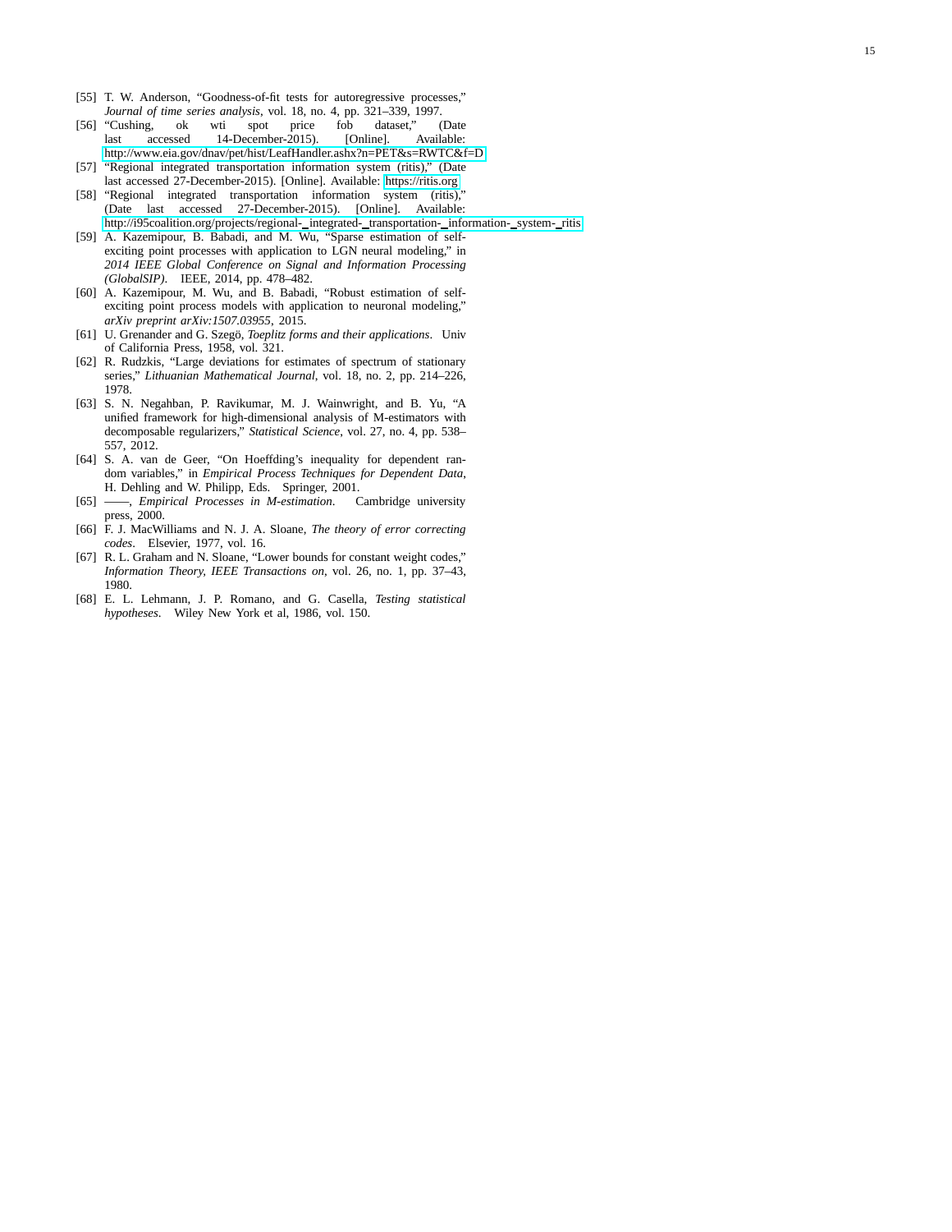[55] T. W. Anderson, "Goodness-of-fit tests for autoregressive processes," *Journal of time series analysis*, vol. 18, no. 4, pp. 321–339, 1997.

[56] "Cushing, ok wti spot price fob dataset," (Date last accessed 14-December-2015). [Online]. Available: http://www.eia.gov/dnav/pet/hist/LeafHandler.ashx?n=PET&s=RWTC&f=D

[57] "Regional integrated transportation information system (ritis)," (Date last accessed 27-December-2015). [Online]. Available: https://ritis.org

[58] "Regional integrated transportation information system (ritis)," (Date last accessed 27-December-2015). [Online]. Available: http://i95coalition.org/projects/regional-_integrated-_transportation-_information-_system-_ritis

[59] A. Kazemipour, B. Babadi, and M. Wu, "Sparse estimation of self-exciting point processes with application to LGN neural modeling," in *2014 IEEE Global Conference on Signal and Information Processing (GlobalSIP)*. IEEE, 2014, pp. 478–482.

[60] A. Kazemipour, M. Wu, and B. Babadi, "Robust estimation of self-exciting point process models with application to neuronal modeling," *arXiv preprint arXiv:1507.03955*, 2015.

[61] U. Grenander and G. Szegö, *Toeplitz forms and their applications*. Univ of California Press, 1958, vol. 321.

[62] R. Rudzkis, "Large deviations for estimates of spectrum of stationary series," *Lithuanian Mathematical Journal*, vol. 18, no. 2, pp. 214–226, 1978.

[63] S. N. Negahban, P. Ravikumar, M. J. Wainwright, and B. Yu, "A unified framework for high-dimensional analysis of M-estimators with decomposable regularizers," *Statistical Science*, vol. 27, no. 4, pp. 538–557, 2012.

[64] S. A. van de Geer, "On Hoeffding's inequality for dependent random variables," in *Empirical Process Techniques for Dependent Data*, H. Dehling and W. Philipp, Eds. Springer, 2001.

[65] ——, *Empirical Processes in M-estimation*. Cambridge university press, 2000.

[66] F. J. MacWilliams and N. J. A. Sloane, *The theory of error correcting codes*. Elsevier, 1977, vol. 16.

[67] R. L. Graham and N. Sloane, "Lower bounds for constant weight codes," *Information Theory, IEEE Transactions on*, vol. 26, no. 1, pp. 37–43, 1980.

[68] E. L. Lehmann, J. P. Romano, and G. Casella, *Testing statistical hypotheses*. Wiley New York et al, 1986, vol. 150.